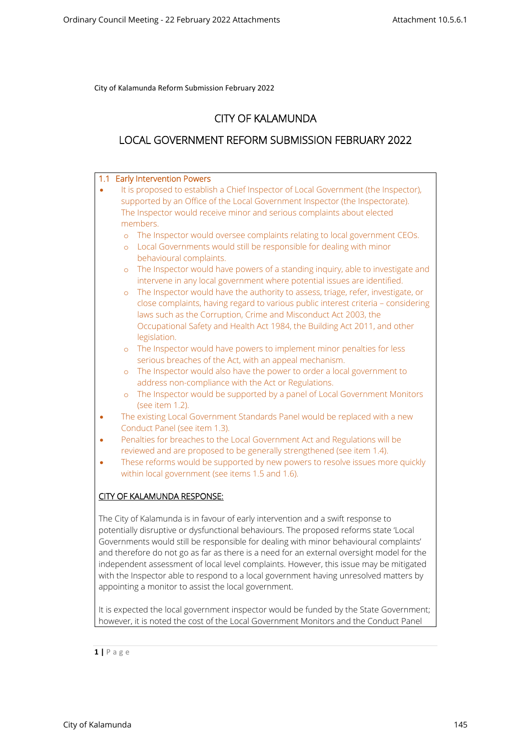City of Kalamunda Reform Submission February 2022

# CITY OF KALAMUNDA

# LOCAL GOVERNMENT REFORM SUBMISSION FEBRUARY 2022

## 1.1 Early Intervention Powers

- It is proposed to establish a Chief Inspector of Local Government (the Inspector), supported by an Office of the Local Government Inspector (the Inspectorate). The Inspector would receive minor and serious complaints about elected members.
  - The Inspector would oversee complaints relating to local government CEOs.
  - Local Governments would still be responsible for dealing with minor behavioural complaints.
  - The Inspector would have powers of a standing inquiry, able to investigate and intervene in any local government where potential issues are identified.
  - The Inspector would have the authority to assess, triage, refer, investigate, or close complaints, having regard to various public interest criteria – considering laws such as the Corruption, Crime and Misconduct Act 2003, the Occupational Safety and Health Act 1984, the Building Act 2011, and other legislation.
  - The Inspector would have powers to implement minor penalties for less serious breaches of the Act, with an appeal mechanism.
  - The Inspector would also have the power to order a local government to address non-compliance with the Act or Regulations.
  - The Inspector would be supported by a panel of Local Government Monitors (see item 1.2).
- The existing Local Government Standards Panel would be replaced with a new Conduct Panel (see item 1.3).
- Penalties for breaches to the Local Government Act and Regulations will be reviewed and are proposed to be generally strengthened (see item 1.4).
- These reforms would be supported by new powers to resolve issues more quickly within local government (see items 1.5 and 1.6).

<u>CITY OF KALAMUNDA RESPONSE:</u>

The City of Kalamunda is in favour of early intervention and a swift response to potentially disruptive or dysfunctional behaviours. The proposed reforms state 'Local Governments would still be responsible for dealing with minor behavioural complaints' and therefore do not go as far as there is a need for an external oversight model for the independent assessment of local level complaints. However, this issue may be mitigated with the Inspector able to respond to a local government having unresolved matters by appointing a monitor to assist the local government.

It is expected the local government inspector would be funded by the State Government; however, it is noted the cost of the Local Government Monitors and the Conduct Panel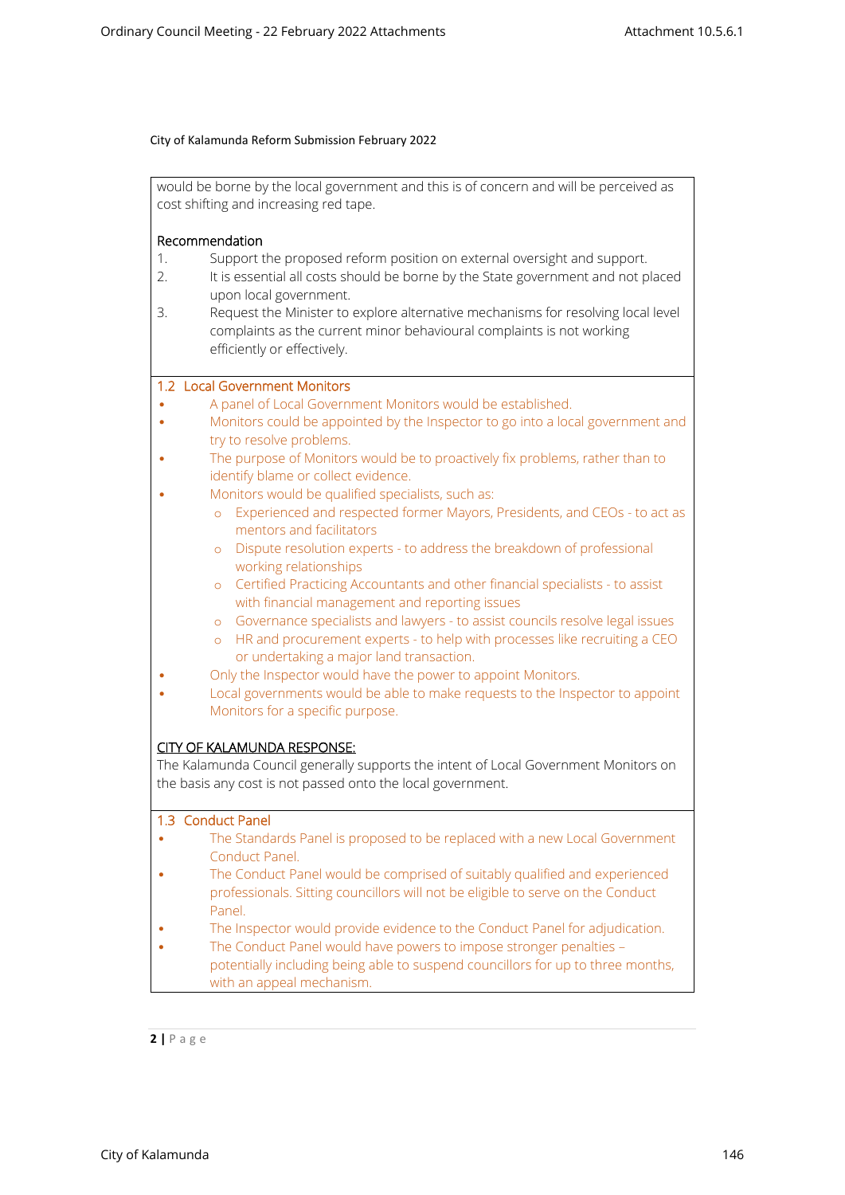City of Kalamunda Reform Submission February 2022

would be borne by the local government and this is of concern and will be perceived as cost shifting and increasing red tape.

Recommendation

1. Support the proposed reform position on external oversight and support.
2. It is essential all costs should be borne by the State government and not placed upon local government.
3. Request the Minister to explore alternative mechanisms for resolving local level complaints as the current minor behavioural complaints is not working efficiently or effectively.

## 1.2 Local Government Monitors

- A panel of Local Government Monitors would be established.
- Monitors could be appointed by the Inspector to go into a local government and try to resolve problems.
- The purpose of Monitors would be to proactively fix problems, rather than to identify blame or collect evidence.
- Monitors would be qualified specialists, such as:
  - Experienced and respected former Mayors, Presidents, and CEOs - to act as mentors and facilitators
  - Dispute resolution experts - to address the breakdown of professional working relationships
  - Certified Practicing Accountants and other financial specialists - to assist with financial management and reporting issues
  - Governance specialists and lawyers - to assist councils resolve legal issues
  - HR and procurement experts - to help with processes like recruiting a CEO or undertaking a major land transaction.
- Only the Inspector would have the power to appoint Monitors.
- Local governments would be able to make requests to the Inspector to appoint Monitors for a specific purpose.

CITY OF KALAMUNDA RESPONSE:

The Kalamunda Council generally supports the intent of Local Government Monitors on the basis any cost is not passed onto the local government.

## 1.3 Conduct Panel

- The Standards Panel is proposed to be replaced with a new Local Government Conduct Panel.
- The Conduct Panel would be comprised of suitably qualified and experienced professionals. Sitting councillors will not be eligible to serve on the Conduct Panel.
- The Inspector would provide evidence to the Conduct Panel for adjudication.
- The Conduct Panel would have powers to impose stronger penalties – potentially including being able to suspend councillors for up to three months, with an appeal mechanism.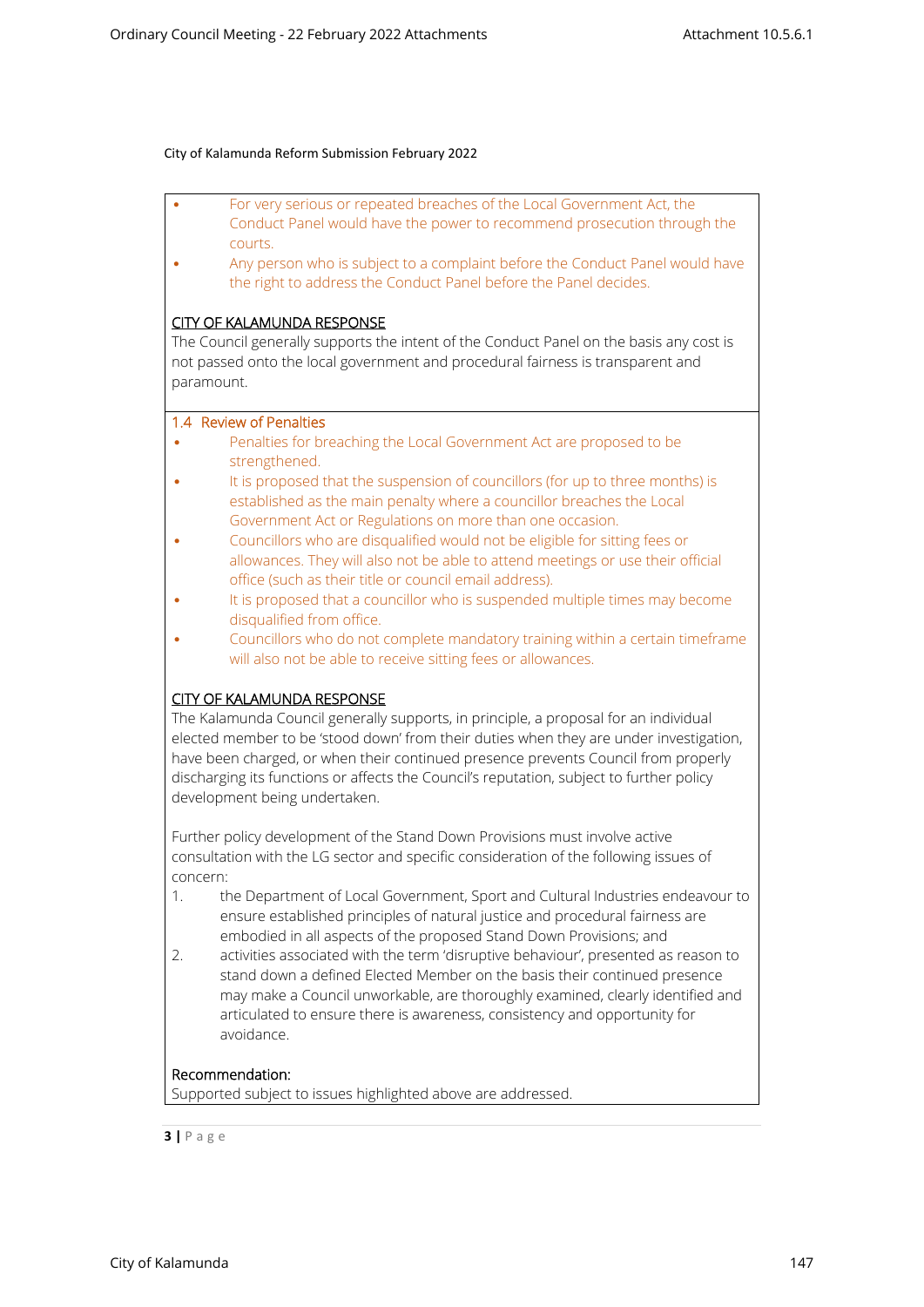City of Kalamunda Reform Submission February 2022

- For very serious or repeated breaches of the Local Government Act, the Conduct Panel would have the power to recommend prosecution through the courts.
- Any person who is subject to a complaint before the Conduct Panel would have the right to address the Conduct Panel before the Panel decides.

<u>CITY OF KALAMUNDA RESPONSE</u>

The Council generally supports the intent of the Conduct Panel on the basis any cost is not passed onto the local government and procedural fairness is transparent and paramount.

### 1.4 Review of Penalties

- Penalties for breaching the Local Government Act are proposed to be strengthened.
- It is proposed that the suspension of councillors (for up to three months) is established as the main penalty where a councillor breaches the Local Government Act or Regulations on more than one occasion.
- Councillors who are disqualified would not be eligible for sitting fees or allowances. They will also not be able to attend meetings or use their official office (such as their title or council email address).
- It is proposed that a councillor who is suspended multiple times may become disqualified from office.
- Councillors who do not complete mandatory training within a certain timeframe will also not be able to receive sitting fees or allowances.

<u>CITY OF KALAMUNDA RESPONSE</u>

The Kalamunda Council generally supports, in principle, a proposal for an individual elected member to be 'stood down' from their duties when they are under investigation, have been charged, or when their continued presence prevents Council from properly discharging its functions or affects the Council's reputation, subject to further policy development being undertaken.

Further policy development of the Stand Down Provisions must involve active consultation with the LG sector and specific consideration of the following issues of concern:

1. the Department of Local Government, Sport and Cultural Industries endeavour to ensure established principles of natural justice and procedural fairness are embodied in all aspects of the proposed Stand Down Provisions; and
2. activities associated with the term 'disruptive behaviour', presented as reason to stand down a defined Elected Member on the basis their continued presence may make a Council unworkable, are thoroughly examined, clearly identified and articulated to ensure there is awareness, consistency and opportunity for avoidance.

Recommendation:

Supported subject to issues highlighted above are addressed.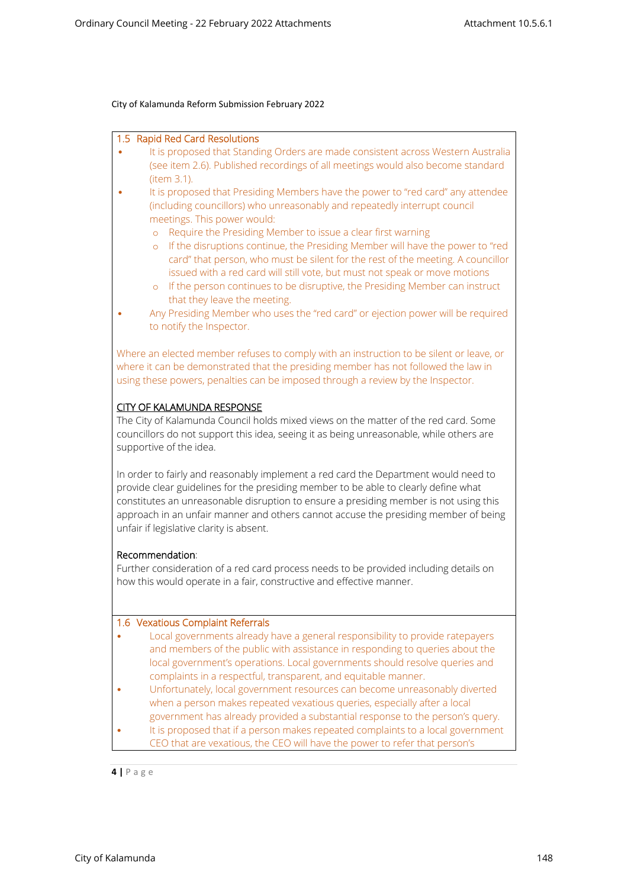City of Kalamunda Reform Submission February 2022

### 1.5 Rapid Red Card Resolutions

- It is proposed that Standing Orders are made consistent across Western Australia (see item 2.6). Published recordings of all meetings would also become standard (item 3.1).
- It is proposed that Presiding Members have the power to "red card" any attendee (including councillors) who unreasonably and repeatedly interrupt council meetings. This power would:
  - Require the Presiding Member to issue a clear first warning
  - If the disruptions continue, the Presiding Member will have the power to "red card" that person, who must be silent for the rest of the meeting. A councillor issued with a red card will still vote, but must not speak or move motions
  - If the person continues to be disruptive, the Presiding Member can instruct that they leave the meeting.
- Any Presiding Member who uses the "red card" or ejection power will be required to notify the Inspector.

Where an elected member refuses to comply with an instruction to be silent or leave, or where it can be demonstrated that the presiding member has not followed the law in using these powers, penalties can be imposed through a review by the Inspector.

<u>CITY OF KALAMUNDA RESPONSE</u>

The City of Kalamunda Council holds mixed views on the matter of the red card. Some councillors do not support this idea, seeing it as being unreasonable, while others are supportive of the idea.

In order to fairly and reasonably implement a red card the Department would need to provide clear guidelines for the presiding member to be able to clearly define what constitutes an unreasonable disruption to ensure a presiding member is not using this approach in an unfair manner and others cannot accuse the presiding member of being unfair if legislative clarity is absent.

Recommendation:

Further consideration of a red card process needs to be provided including details on how this would operate in a fair, constructive and effective manner.

### 1.6 Vexatious Complaint Referrals

- Local governments already have a general responsibility to provide ratepayers and members of the public with assistance in responding to queries about the local government's operations. Local governments should resolve queries and complaints in a respectful, transparent, and equitable manner.
- Unfortunately, local government resources can become unreasonably diverted when a person makes repeated vexatious queries, especially after a local government has already provided a substantial response to the person's query.
- It is proposed that if a person makes repeated complaints to a local government CEO that are vexatious, the CEO will have the power to refer that person's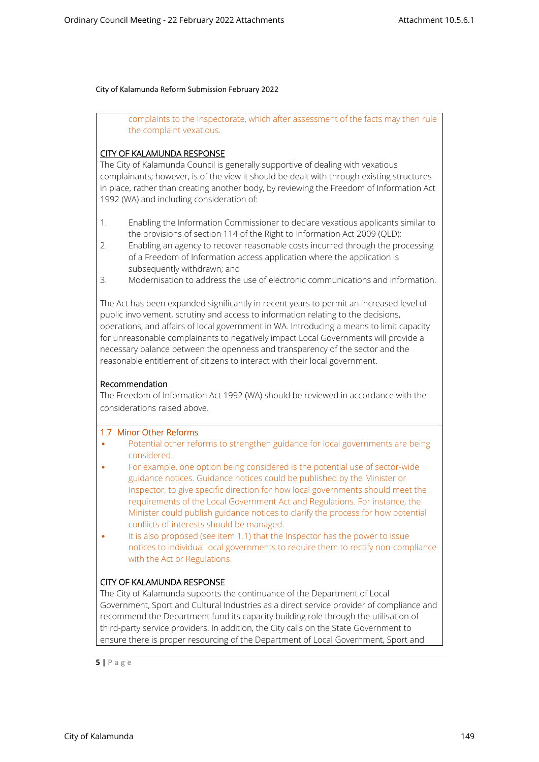City of Kalamunda Reform Submission February 2022

complaints to the Inspectorate, which after assessment of the facts may then rule the complaint vexatious.

CITY OF KALAMUNDA RESPONSE

The City of Kalamunda Council is generally supportive of dealing with vexatious complainants; however, is of the view it should be dealt with through existing structures in place, rather than creating another body, by reviewing the Freedom of Information Act 1992 (WA) and including consideration of:

1. Enabling the Information Commissioner to declare vexatious applicants similar to the provisions of section 114 of the Right to Information Act 2009 (QLD);
2. Enabling an agency to recover reasonable costs incurred through the processing of a Freedom of Information access application where the application is subsequently withdrawn; and
3. Modernisation to address the use of electronic communications and information.

The Act has been expanded significantly in recent years to permit an increased level of public involvement, scrutiny and access to information relating to the decisions, operations, and affairs of local government in WA. Introducing a means to limit capacity for unreasonable complainants to negatively impact Local Governments will provide a necessary balance between the openness and transparency of the sector and the reasonable entitlement of citizens to interact with their local government.

Recommendation

The Freedom of Information Act 1992 (WA) should be reviewed in accordance with the considerations raised above.

## 1.7 Minor Other Reforms

- Potential other reforms to strengthen guidance for local governments are being considered.
- For example, one option being considered is the potential use of sector-wide guidance notices. Guidance notices could be published by the Minister or Inspector, to give specific direction for how local governments should meet the requirements of the Local Government Act and Regulations. For instance, the Minister could publish guidance notices to clarify the process for how potential conflicts of interests should be managed.
- It is also proposed (see item 1.1) that the Inspector has the power to issue notices to individual local governments to require them to rectify non-compliance with the Act or Regulations.

CITY OF KALAMUNDA RESPONSE

The City of Kalamunda supports the continuance of the Department of Local Government, Sport and Cultural Industries as a direct service provider of compliance and recommend the Department fund its capacity building role through the utilisation of third-party service providers. In addition, the City calls on the State Government to ensure there is proper resourcing of the Department of Local Government, Sport and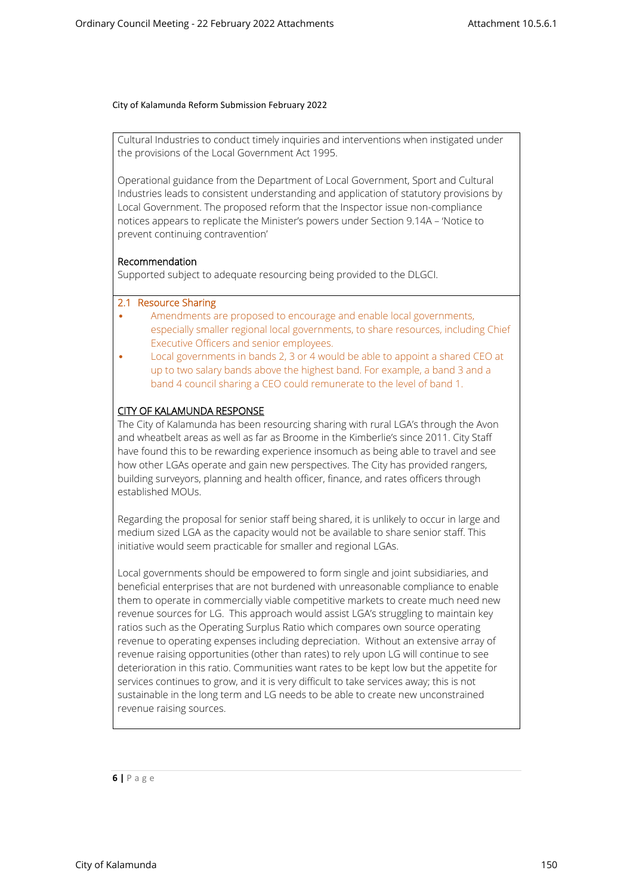City of Kalamunda Reform Submission February 2022

Cultural Industries to conduct timely inquiries and interventions when instigated under the provisions of the Local Government Act 1995.

Operational guidance from the Department of Local Government, Sport and Cultural Industries leads to consistent understanding and application of statutory provisions by Local Government. The proposed reform that the Inspector issue non-compliance notices appears to replicate the Minister's powers under Section 9.14A – 'Notice to prevent continuing contravention'

Recommendation
Supported subject to adequate resourcing being provided to the DLGCI.

## 2.1 Resource Sharing

- Amendments are proposed to encourage and enable local governments, especially smaller regional local governments, to share resources, including Chief Executive Officers and senior employees.
- Local governments in bands 2, 3 or 4 would be able to appoint a shared CEO at up to two salary bands above the highest band. For example, a band 3 and a band 4 council sharing a CEO could remunerate to the level of band 1.

CITY OF KALAMUNDA RESPONSE

The City of Kalamunda has been resourcing sharing with rural LGA's through the Avon and wheatbelt areas as well as far as Broome in the Kimberlie's since 2011. City Staff have found this to be rewarding experience insomuch as being able to travel and see how other LGAs operate and gain new perspectives. The City has provided rangers, building surveyors, planning and health officer, finance, and rates officers through established MOUs.

Regarding the proposal for senior staff being shared, it is unlikely to occur in large and medium sized LGA as the capacity would not be available to share senior staff. This initiative would seem practicable for smaller and regional LGAs.

Local governments should be empowered to form single and joint subsidiaries, and beneficial enterprises that are not burdened with unreasonable compliance to enable them to operate in commercially viable competitive markets to create much need new revenue sources for LG. This approach would assist LGA's struggling to maintain key ratios such as the Operating Surplus Ratio which compares own source operating revenue to operating expenses including depreciation. Without an extensive array of revenue raising opportunities (other than rates) to rely upon LG will continue to see deterioration in this ratio. Communities want rates to be kept low but the appetite for services continues to grow, and it is very difficult to take services away; this is not sustainable in the long term and LG needs to be able to create new unconstrained revenue raising sources.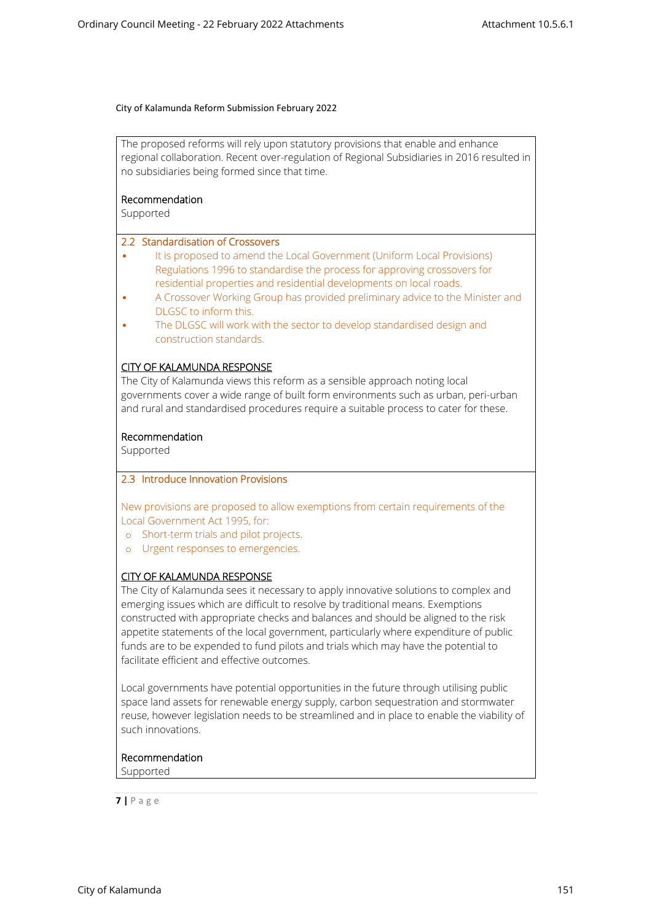City of Kalamunda Reform Submission February 2022

The proposed reforms will rely upon statutory provisions that enable and enhance regional collaboration. Recent over-regulation of Regional Subsidiaries in 2016 resulted in no subsidiaries being formed since that time.

Recommendation
Supported

### 2.2 Standardisation of Crossovers

- It is proposed to amend the Local Government (Uniform Local Provisions) Regulations 1996 to standardise the process for approving crossovers for residential properties and residential developments on local roads.
- A Crossover Working Group has provided preliminary advice to the Minister and DLGSC to inform this.
- The DLGSC will work with the sector to develop standardised design and construction standards.

CITY OF KALAMUNDA RESPONSE

The City of Kalamunda views this reform as a sensible approach noting local governments cover a wide range of built form environments such as urban, peri-urban and rural and standardised procedures require a suitable process to cater for these.

Recommendation
Supported

### 2.3 Introduce Innovation Provisions

New provisions are proposed to allow exemptions from certain requirements of the Local Government Act 1995, for:

- Short-term trials and pilot projects.
- Urgent responses to emergencies.

CITY OF KALAMUNDA RESPONSE

The City of Kalamunda sees it necessary to apply innovative solutions to complex and emerging issues which are difficult to resolve by traditional means. Exemptions constructed with appropriate checks and balances and should be aligned to the risk appetite statements of the local government, particularly where expenditure of public funds are to be expended to fund pilots and trials which may have the potential to facilitate efficient and effective outcomes.

Local governments have potential opportunities in the future through utilising public space land assets for renewable energy supply, carbon sequestration and stormwater reuse, however legislation needs to be streamlined and in place to enable the viability of such innovations.

Recommendation
Supported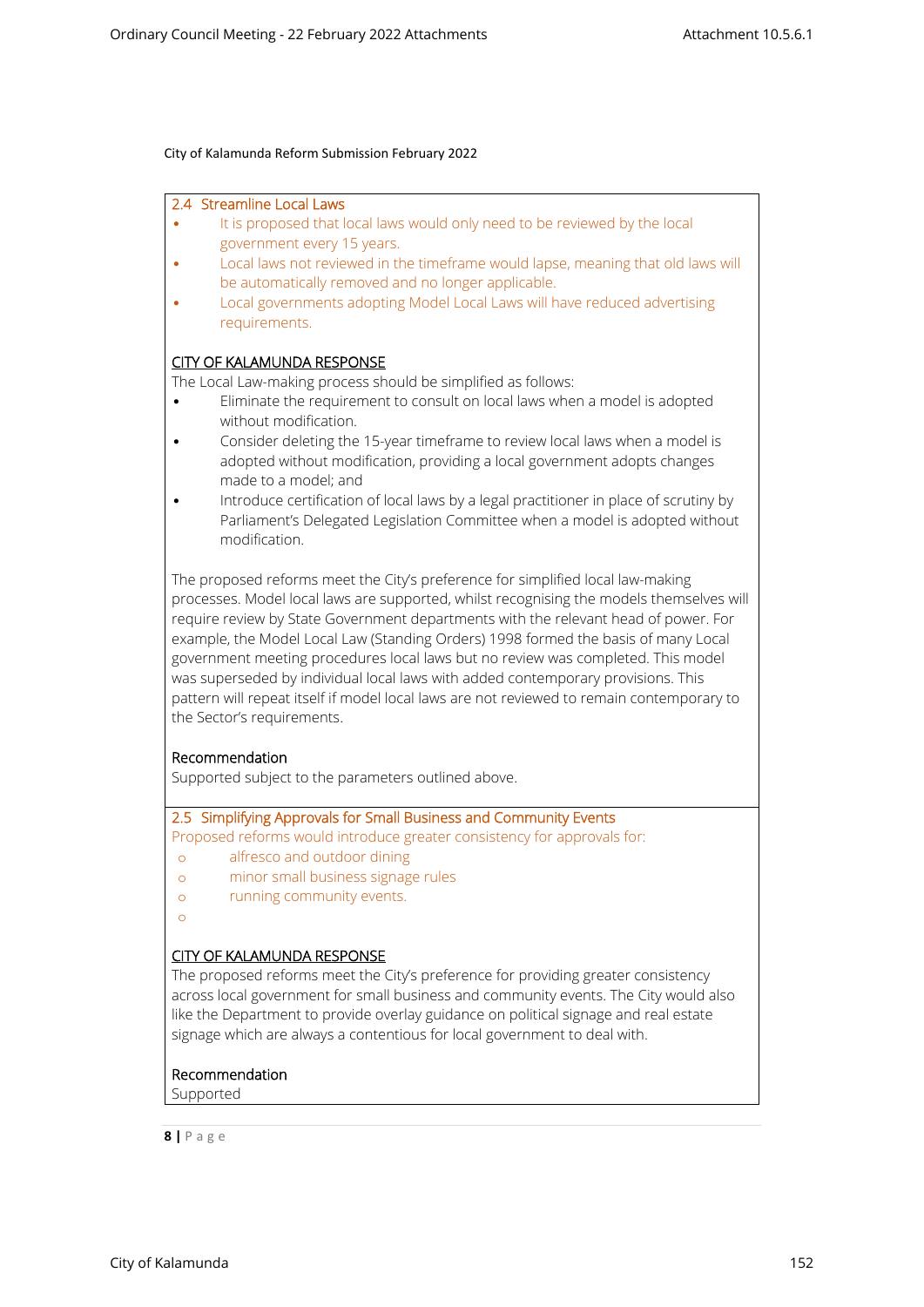City of Kalamunda Reform Submission February 2022

## 2.4 Streamline Local Laws

- It is proposed that local laws would only need to be reviewed by the local government every 15 years.
- Local laws not reviewed in the timeframe would lapse, meaning that old laws will be automatically removed and no longer applicable.
- Local governments adopting Model Local Laws will have reduced advertising requirements.

<u>CITY OF KALAMUNDA RESPONSE</u>

The Local Law-making process should be simplified as follows:

- Eliminate the requirement to consult on local laws when a model is adopted without modification.
- Consider deleting the 15-year timeframe to review local laws when a model is adopted without modification, providing a local government adopts changes made to a model; and
- Introduce certification of local laws by a legal practitioner in place of scrutiny by Parliament's Delegated Legislation Committee when a model is adopted without modification.

The proposed reforms meet the City's preference for simplified local law-making processes. Model local laws are supported, whilst recognising the models themselves will require review by State Government departments with the relevant head of power. For example, the Model Local Law (Standing Orders) 1998 formed the basis of many Local government meeting procedures local laws but no review was completed. This model was superseded by individual local laws with added contemporary provisions. This pattern will repeat itself if model local laws are not reviewed to remain contemporary to the Sector's requirements.

**Recommendation**

Supported subject to the parameters outlined above.

## 2.5 Simplifying Approvals for Small Business and Community Events

Proposed reforms would introduce greater consistency for approvals for:

- alfresco and outdoor dining
- minor small business signage rules
- running community events.

<u>CITY OF KALAMUNDA RESPONSE</u>

The proposed reforms meet the City's preference for providing greater consistency across local government for small business and community events. The City would also like the Department to provide overlay guidance on political signage and real estate signage which are always a contentious for local government to deal with.

**Recommendation**

Supported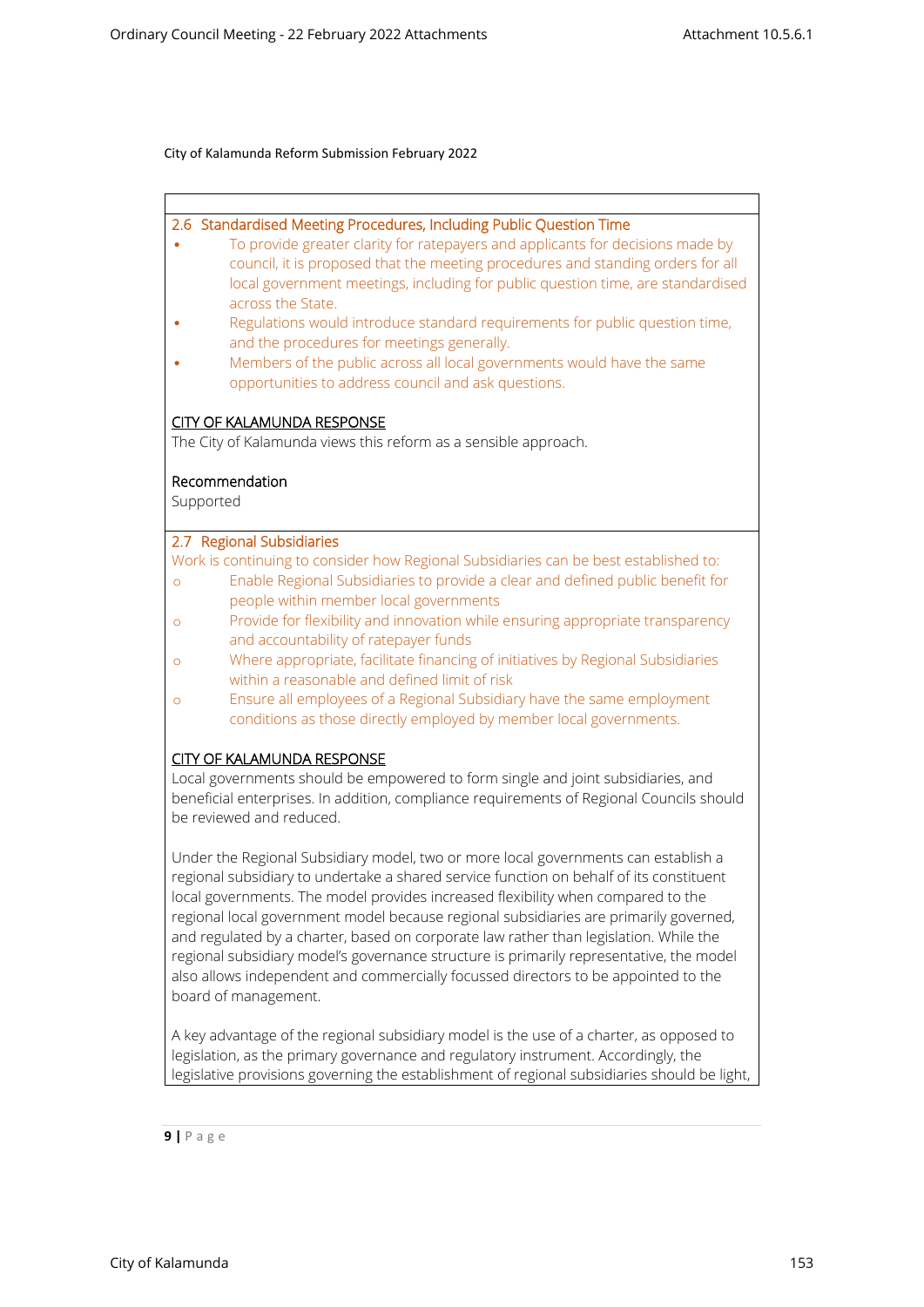City of Kalamunda Reform Submission February 2022

### 2.6 Standardised Meeting Procedures, Including Public Question Time

- To provide greater clarity for ratepayers and applicants for decisions made by council, it is proposed that the meeting procedures and standing orders for all local government meetings, including for public question time, are standardised across the State.
- Regulations would introduce standard requirements for public question time, and the procedures for meetings generally.
- Members of the public across all local governments would have the same opportunities to address council and ask questions.

CITY OF KALAMUNDA RESPONSE

The City of Kalamunda views this reform as a sensible approach.

Recommendation

Supported

### 2.7 Regional Subsidiaries

Work is continuing to consider how Regional Subsidiaries can be best established to:

- Enable Regional Subsidiaries to provide a clear and defined public benefit for people within member local governments
- Provide for flexibility and innovation while ensuring appropriate transparency and accountability of ratepayer funds
- Where appropriate, facilitate financing of initiatives by Regional Subsidiaries within a reasonable and defined limit of risk
- Ensure all employees of a Regional Subsidiary have the same employment conditions as those directly employed by member local governments.

CITY OF KALAMUNDA RESPONSE

Local governments should be empowered to form single and joint subsidiaries, and beneficial enterprises. In addition, compliance requirements of Regional Councils should be reviewed and reduced.

Under the Regional Subsidiary model, two or more local governments can establish a regional subsidiary to undertake a shared service function on behalf of its constituent local governments. The model provides increased flexibility when compared to the regional local government model because regional subsidiaries are primarily governed, and regulated by a charter, based on corporate law rather than legislation. While the regional subsidiary model's governance structure is primarily representative, the model also allows independent and commercially focussed directors to be appointed to the board of management.

A key advantage of the regional subsidiary model is the use of a charter, as opposed to legislation, as the primary governance and regulatory instrument. Accordingly, the legislative provisions governing the establishment of regional subsidiaries should be light,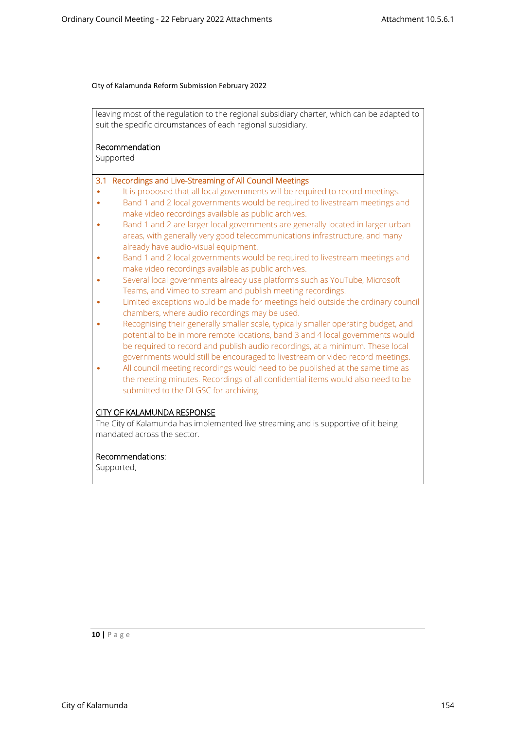leaving most of the regulation to the regional subsidiary charter, which can be adapted to suit the specific circumstances of each regional subsidiary.

Recommendation
Supported

### 3.1 Recordings and Live-Streaming of All Council Meetings

- It is proposed that all local governments will be required to record meetings.
- Band 1 and 2 local governments would be required to livestream meetings and make video recordings available as public archives.
- Band 1 and 2 are larger local governments are generally located in larger urban areas, with generally very good telecommunications infrastructure, and many already have audio-visual equipment.
- Band 1 and 2 local governments would be required to livestream meetings and make video recordings available as public archives.
- Several local governments already use platforms such as YouTube, Microsoft Teams, and Vimeo to stream and publish meeting recordings.
- Limited exceptions would be made for meetings held outside the ordinary council chambers, where audio recordings may be used.
- Recognising their generally smaller scale, typically smaller operating budget, and potential to be in more remote locations, band 3 and 4 local governments would be required to record and publish audio recordings, at a minimum. These local governments would still be encouraged to livestream or video record meetings.
- All council meeting recordings would need to be published at the same time as the meeting minutes. Recordings of all confidential items would also need to be submitted to the DLGSC for archiving.

<u>CITY OF KALAMUNDA RESPONSE</u>
The City of Kalamunda has implemented live streaming and is supportive of it being mandated across the sector.

Recommendations:
Supported.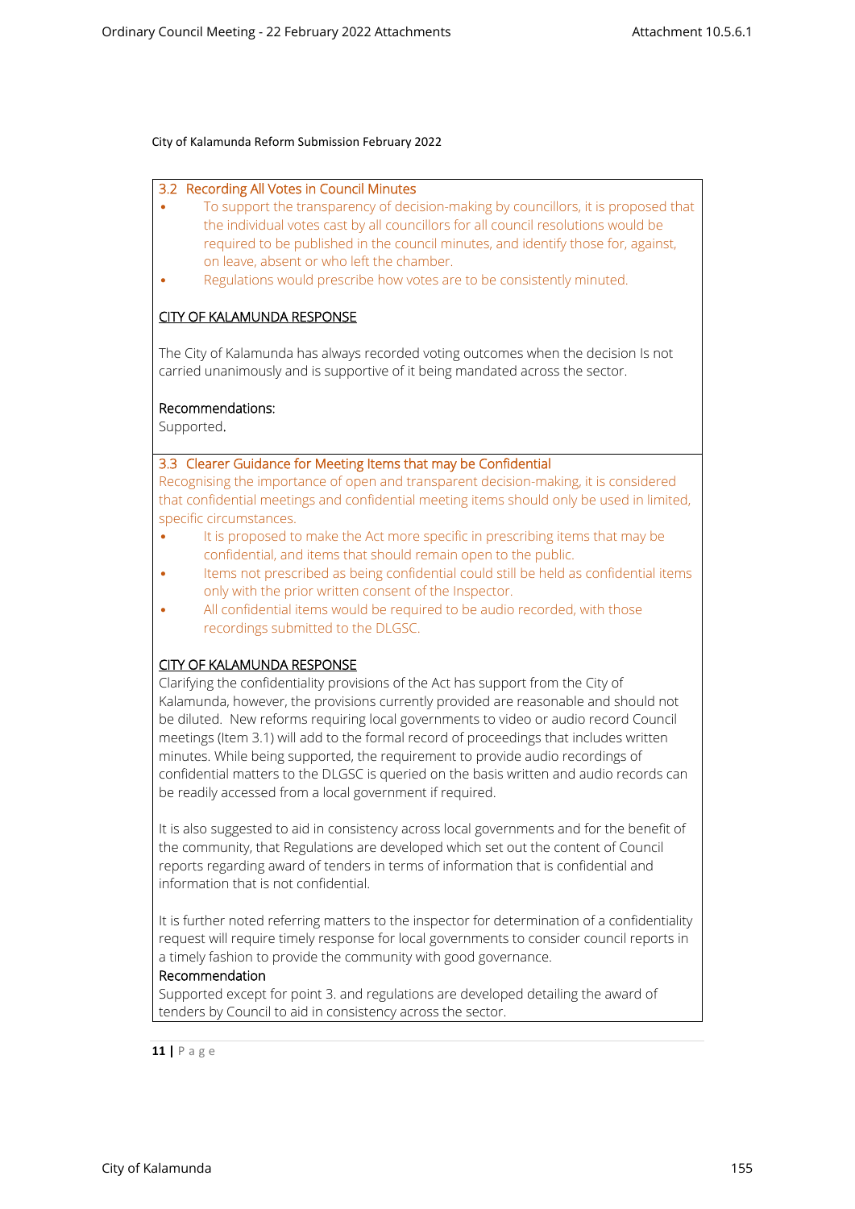City of Kalamunda Reform Submission February 2022

### 3.2 Recording All Votes in Council Minutes

- To support the transparency of decision-making by councillors, it is proposed that the individual votes cast by all councillors for all council resolutions would be required to be published in the council minutes, and identify those for, against, on leave, absent or who left the chamber.
- Regulations would prescribe how votes are to be consistently minuted.

CITY OF KALAMUNDA RESPONSE

The City of Kalamunda has always recorded voting outcomes when the decision Is not carried unanimously and is supportive of it being mandated across the sector.

Recommendations:

Supported.

### 3.3 Clearer Guidance for Meeting Items that may be Confidential

Recognising the importance of open and transparent decision-making, it is considered that confidential meetings and confidential meeting items should only be used in limited, specific circumstances.

- It is proposed to make the Act more specific in prescribing items that may be confidential, and items that should remain open to the public.
- Items not prescribed as being confidential could still be held as confidential items only with the prior written consent of the Inspector.
- All confidential items would be required to be audio recorded, with those recordings submitted to the DLGSC.

CITY OF KALAMUNDA RESPONSE

Clarifying the confidentiality provisions of the Act has support from the City of Kalamunda, however, the provisions currently provided are reasonable and should not be diluted. New reforms requiring local governments to video or audio record Council meetings (Item 3.1) will add to the formal record of proceedings that includes written minutes. While being supported, the requirement to provide audio recordings of confidential matters to the DLGSC is queried on the basis written and audio records can be readily accessed from a local government if required.

It is also suggested to aid in consistency across local governments and for the benefit of the community, that Regulations are developed which set out the content of Council reports regarding award of tenders in terms of information that is confidential and information that is not confidential.

It is further noted referring matters to the inspector for determination of a confidentiality request will require timely response for local governments to consider council reports in a timely fashion to provide the community with good governance.

Recommendation

Supported except for point 3. and regulations are developed detailing the award of tenders by Council to aid in consistency across the sector.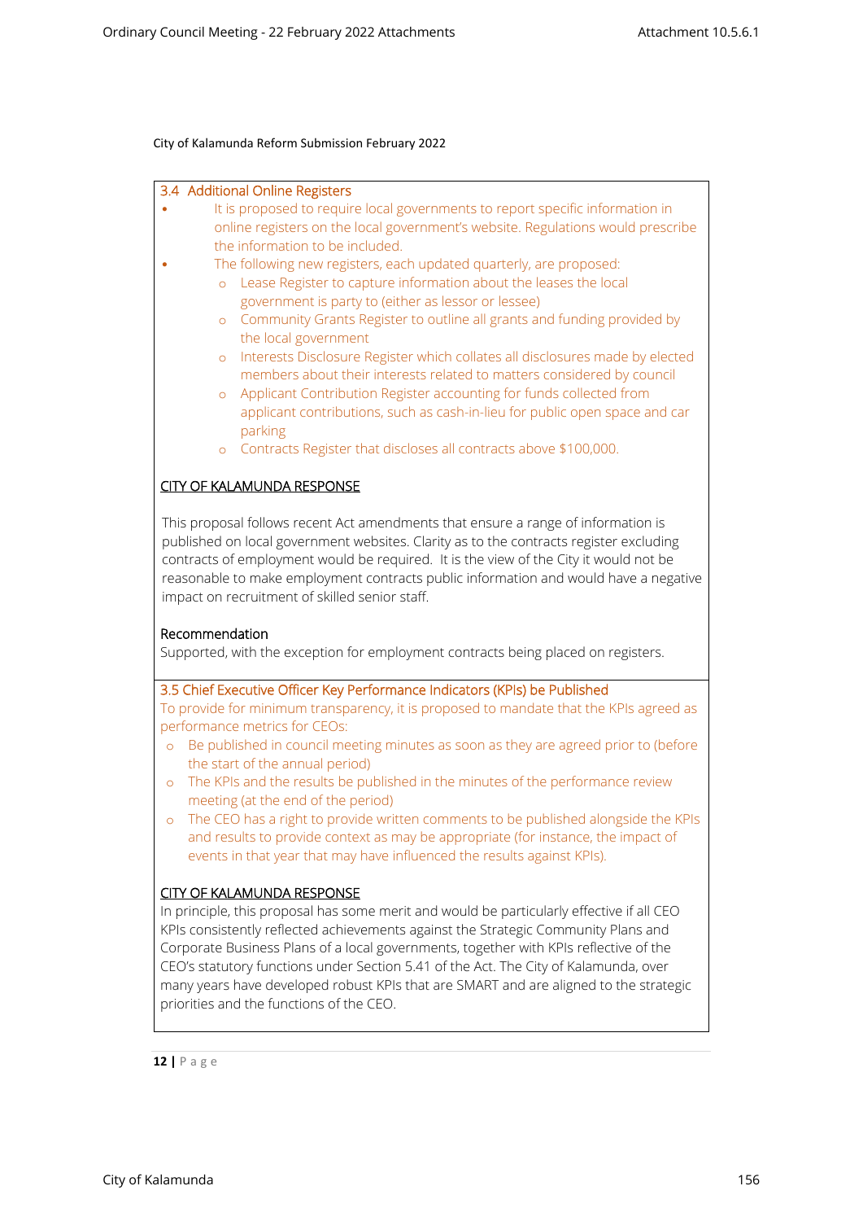City of Kalamunda Reform Submission February 2022

### 3.4 Additional Online Registers

- It is proposed to require local governments to report specific information in online registers on the local government's website. Regulations would prescribe the information to be included.
- The following new registers, each updated quarterly, are proposed:
  - Lease Register to capture information about the leases the local government is party to (either as lessor or lessee)
  - Community Grants Register to outline all grants and funding provided by the local government
  - Interests Disclosure Register which collates all disclosures made by elected members about their interests related to matters considered by council
  - Applicant Contribution Register accounting for funds collected from applicant contributions, such as cash-in-lieu for public open space and car parking
  - Contracts Register that discloses all contracts above $100,000.

<u>CITY OF KALAMUNDA RESPONSE</u>

This proposal follows recent Act amendments that ensure a range of information is published on local government websites. Clarity as to the contracts register excluding contracts of employment would be required. It is the view of the City it would not be reasonable to make employment contracts public information and would have a negative impact on recruitment of skilled senior staff.

Recommendation

Supported, with the exception for employment contracts being placed on registers.

### 3.5 Chief Executive Officer Key Performance Indicators (KPIs) be Published

To provide for minimum transparency, it is proposed to mandate that the KPIs agreed as performance metrics for CEOs:

- Be published in council meeting minutes as soon as they are agreed prior to (before the start of the annual period)
- The KPIs and the results be published in the minutes of the performance review meeting (at the end of the period)
- The CEO has a right to provide written comments to be published alongside the KPIs and results to provide context as may be appropriate (for instance, the impact of events in that year that may have influenced the results against KPIs).

<u>CITY OF KALAMUNDA RESPONSE</u>

In principle, this proposal has some merit and would be particularly effective if all CEO KPIs consistently reflected achievements against the Strategic Community Plans and Corporate Business Plans of a local governments, together with KPIs reflective of the CEO's statutory functions under Section 5.41 of the Act. The City of Kalamunda, over many years have developed robust KPIs that are SMART and are aligned to the strategic priorities and the functions of the CEO.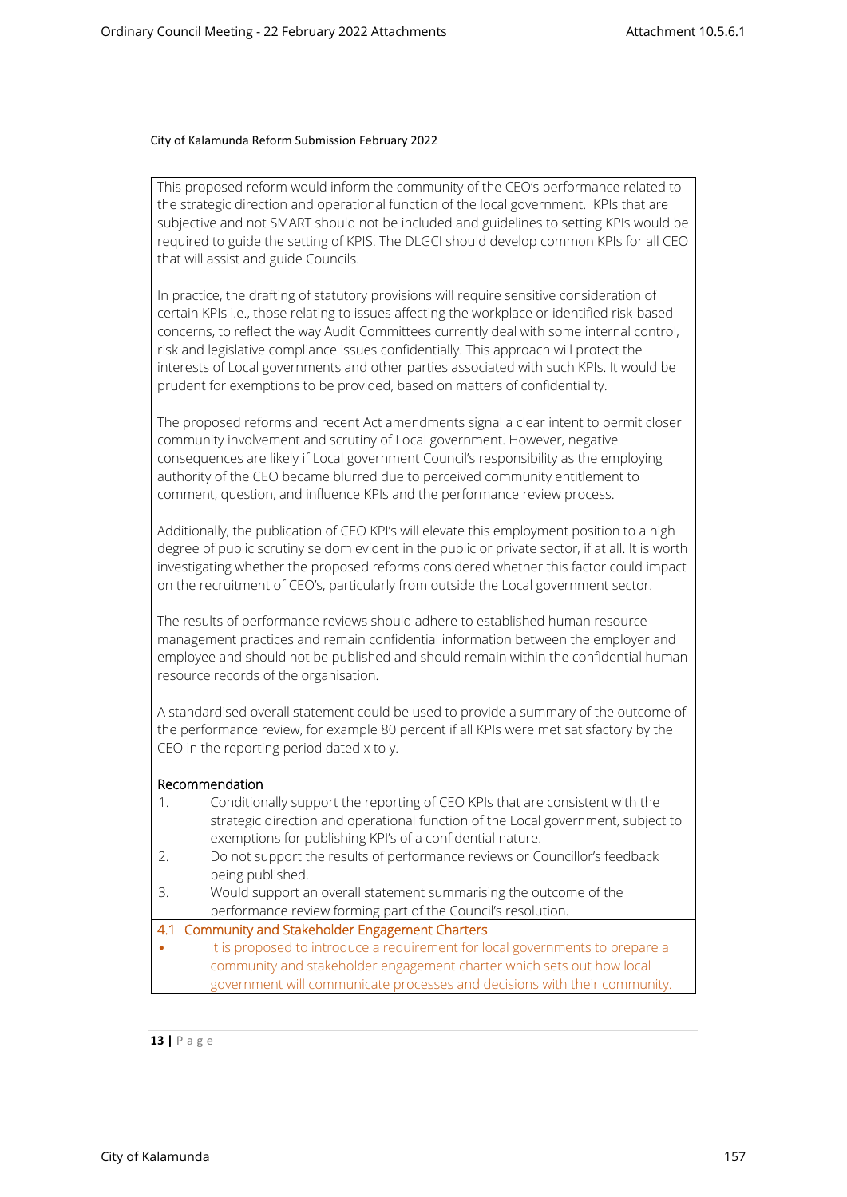City of Kalamunda Reform Submission February 2022

This proposed reform would inform the community of the CEO's performance related to the strategic direction and operational function of the local government. KPIs that are subjective and not SMART should not be included and guidelines to setting KPIs would be required to guide the setting of KPIS. The DLGCI should develop common KPIs for all CEO that will assist and guide Councils.

In practice, the drafting of statutory provisions will require sensitive consideration of certain KPIs i.e., those relating to issues affecting the workplace or identified risk-based concerns, to reflect the way Audit Committees currently deal with some internal control, risk and legislative compliance issues confidentially. This approach will protect the interests of Local governments and other parties associated with such KPIs. It would be prudent for exemptions to be provided, based on matters of confidentiality.

The proposed reforms and recent Act amendments signal a clear intent to permit closer community involvement and scrutiny of Local government. However, negative consequences are likely if Local government Council's responsibility as the employing authority of the CEO became blurred due to perceived community entitlement to comment, question, and influence KPIs and the performance review process.

Additionally, the publication of CEO KPI's will elevate this employment position to a high degree of public scrutiny seldom evident in the public or private sector, if at all. It is worth investigating whether the proposed reforms considered whether this factor could impact on the recruitment of CEO's, particularly from outside the Local government sector.

The results of performance reviews should adhere to established human resource management practices and remain confidential information between the employer and employee and should not be published and should remain within the confidential human resource records of the organisation.

A standardised overall statement could be used to provide a summary of the outcome of the performance review, for example 80 percent if all KPIs were met satisfactory by the CEO in the reporting period dated x to y.

Recommendation

1. Conditionally support the reporting of CEO KPIs that are consistent with the strategic direction and operational function of the Local government, subject to exemptions for publishing KPI's of a confidential nature.
2. Do not support the results of performance reviews or Councillor's feedback being published.
3. Would support an overall statement summarising the outcome of the performance review forming part of the Council's resolution.

## 4.1 Community and Stakeholder Engagement Charters

- It is proposed to introduce a requirement for local governments to prepare a community and stakeholder engagement charter which sets out how local government will communicate processes and decisions with their community.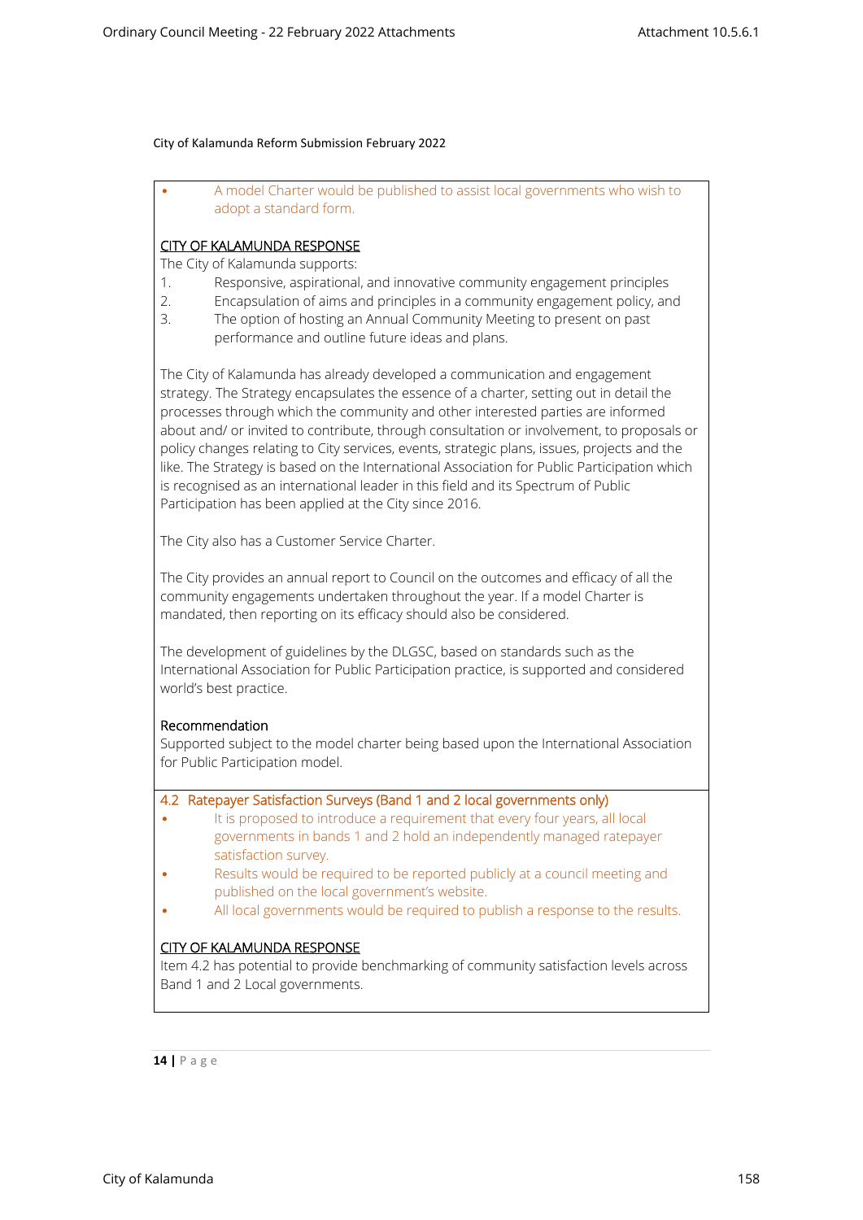City of Kalamunda Reform Submission February 2022

- A model Charter would be published to assist local governments who wish to adopt a standard form.

CITY OF KALAMUNDA RESPONSE

The City of Kalamunda supports:

1. Responsive, aspirational, and innovative community engagement principles
2. Encapsulation of aims and principles in a community engagement policy, and
3. The option of hosting an Annual Community Meeting to present on past performance and outline future ideas and plans.

The City of Kalamunda has already developed a communication and engagement strategy. The Strategy encapsulates the essence of a charter, setting out in detail the processes through which the community and other interested parties are informed about and/ or invited to contribute, through consultation or involvement, to proposals or policy changes relating to City services, events, strategic plans, issues, projects and the like. The Strategy is based on the International Association for Public Participation which is recognised as an international leader in this field and its Spectrum of Public Participation has been applied at the City since 2016.

The City also has a Customer Service Charter.

The City provides an annual report to Council on the outcomes and efficacy of all the community engagements undertaken throughout the year. If a model Charter is mandated, then reporting on its efficacy should also be considered.

The development of guidelines by the DLGSC, based on standards such as the International Association for Public Participation practice, is supported and considered world's best practice.

Recommendation

Supported subject to the model charter being based upon the International Association for Public Participation model.

4.2 Ratepayer Satisfaction Surveys (Band 1 and 2 local governments only)

- It is proposed to introduce a requirement that every four years, all local governments in bands 1 and 2 hold an independently managed ratepayer satisfaction survey.
- Results would be required to be reported publicly at a council meeting and published on the local government's website.
- All local governments would be required to publish a response to the results.

CITY OF KALAMUNDA RESPONSE

Item 4.2 has potential to provide benchmarking of community satisfaction levels across Band 1 and 2 Local governments.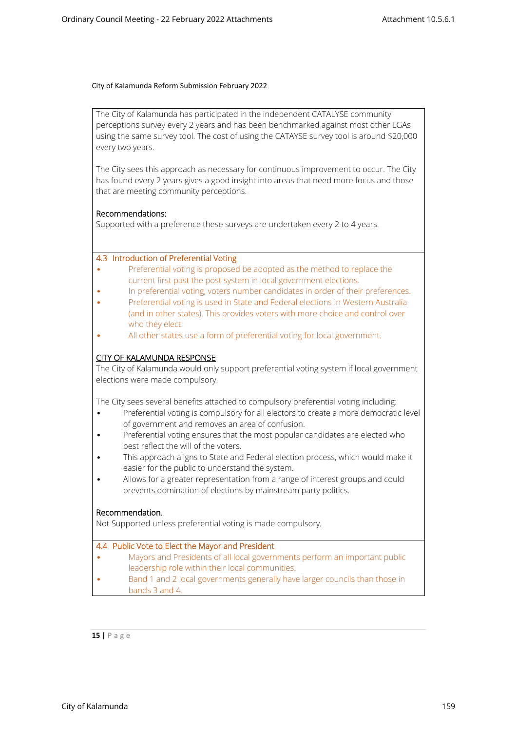City of Kalamunda Reform Submission February 2022

The City of Kalamunda has participated in the independent CATALYSE community perceptions survey every 2 years and has been benchmarked against most other LGAs using the same survey tool. The cost of using the CATAYSE survey tool is around $20,000 every two years.

The City sees this approach as necessary for continuous improvement to occur. The City has found every 2 years gives a good insight into areas that need more focus and those that are meeting community perceptions.

Recommendations:
Supported with a preference these surveys are undertaken every 2 to 4 years.

## 4.3 Introduction of Preferential Voting

- Preferential voting is proposed be adopted as the method to replace the current first past the post system in local government elections.
- In preferential voting, voters number candidates in order of their preferences.
- Preferential voting is used in State and Federal elections in Western Australia (and in other states). This provides voters with more choice and control over who they elect.
- All other states use a form of preferential voting for local government.

CITY OF KALAMUNDA RESPONSE

The City of Kalamunda would only support preferential voting system if local government elections were made compulsory.

The City sees several benefits attached to compulsory preferential voting including:

- Preferential voting is compulsory for all electors to create a more democratic level of government and removes an area of confusion.
- Preferential voting ensures that the most popular candidates are elected who best reflect the will of the voters.
- This approach aligns to State and Federal election process, which would make it easier for the public to understand the system.
- Allows for a greater representation from a range of interest groups and could prevents domination of elections by mainstream party politics.

Recommendation.
Not Supported unless preferential voting is made compulsory.

## 4.4 Public Vote to Elect the Mayor and President

- Mayors and Presidents of all local governments perform an important public leadership role within their local communities.
- Band 1 and 2 local governments generally have larger councils than those in bands 3 and 4.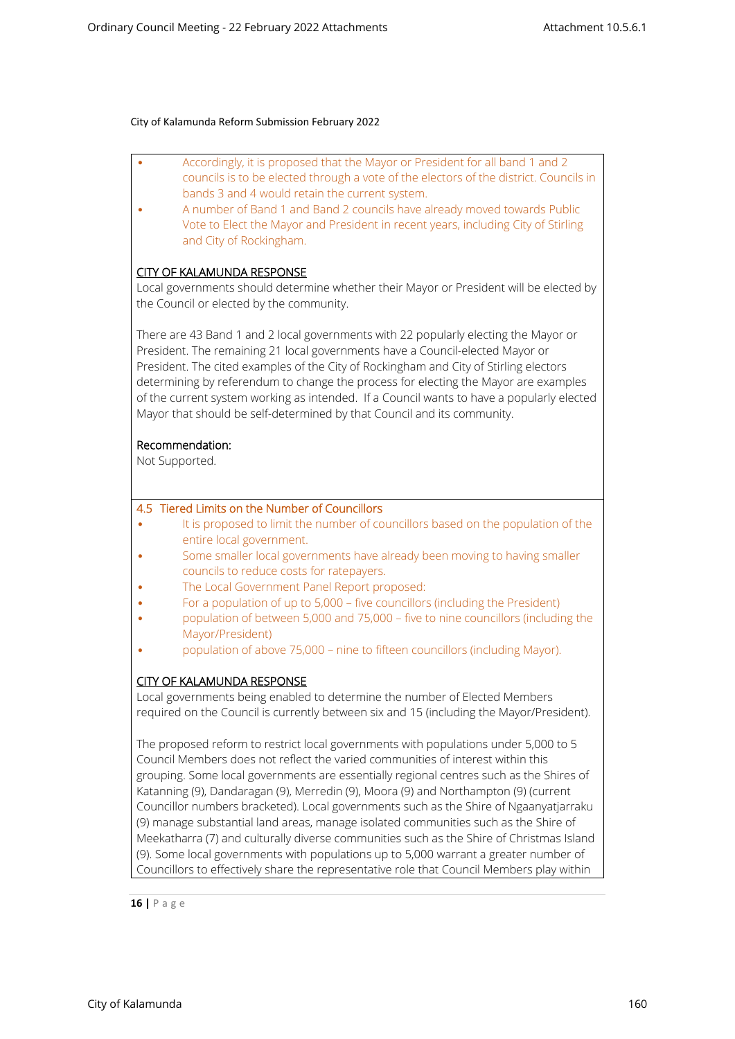City of Kalamunda Reform Submission February 2022

- Accordingly, it is proposed that the Mayor or President for all band 1 and 2 councils is to be elected through a vote of the electors of the district. Councils in bands 3 and 4 would retain the current system.
- A number of Band 1 and Band 2 councils have already moved towards Public Vote to Elect the Mayor and President in recent years, including City of Stirling and City of Rockingham.

CITY OF KALAMUNDA RESPONSE

Local governments should determine whether their Mayor or President will be elected by the Council or elected by the community.

There are 43 Band 1 and 2 local governments with 22 popularly electing the Mayor or President. The remaining 21 local governments have a Council-elected Mayor or President. The cited examples of the City of Rockingham and City of Stirling electors determining by referendum to change the process for electing the Mayor are examples of the current system working as intended. If a Council wants to have a popularly elected Mayor that should be self-determined by that Council and its community.

Recommendation:

Not Supported.

### 4.5 Tiered Limits on the Number of Councillors

- It is proposed to limit the number of councillors based on the population of the entire local government.
- Some smaller local governments have already been moving to having smaller councils to reduce costs for ratepayers.
- The Local Government Panel Report proposed:
- For a population of up to 5,000 – five councillors (including the President)
- population of between 5,000 and 75,000 – five to nine councillors (including the Mayor/President)
- population of above 75,000 – nine to fifteen councillors (including Mayor).

CITY OF KALAMUNDA RESPONSE

Local governments being enabled to determine the number of Elected Members required on the Council is currently between six and 15 (including the Mayor/President).

The proposed reform to restrict local governments with populations under 5,000 to 5 Council Members does not reflect the varied communities of interest within this grouping. Some local governments are essentially regional centres such as the Shires of Katanning (9), Dandaragan (9), Merredin (9), Moora (9) and Northampton (9) (current Councillor numbers bracketed). Local governments such as the Shire of Ngaanyatjarraku (9) manage substantial land areas, manage isolated communities such as the Shire of Meekatharra (7) and culturally diverse communities such as the Shire of Christmas Island (9). Some local governments with populations up to 5,000 warrant a greater number of Councillors to effectively share the representative role that Council Members play within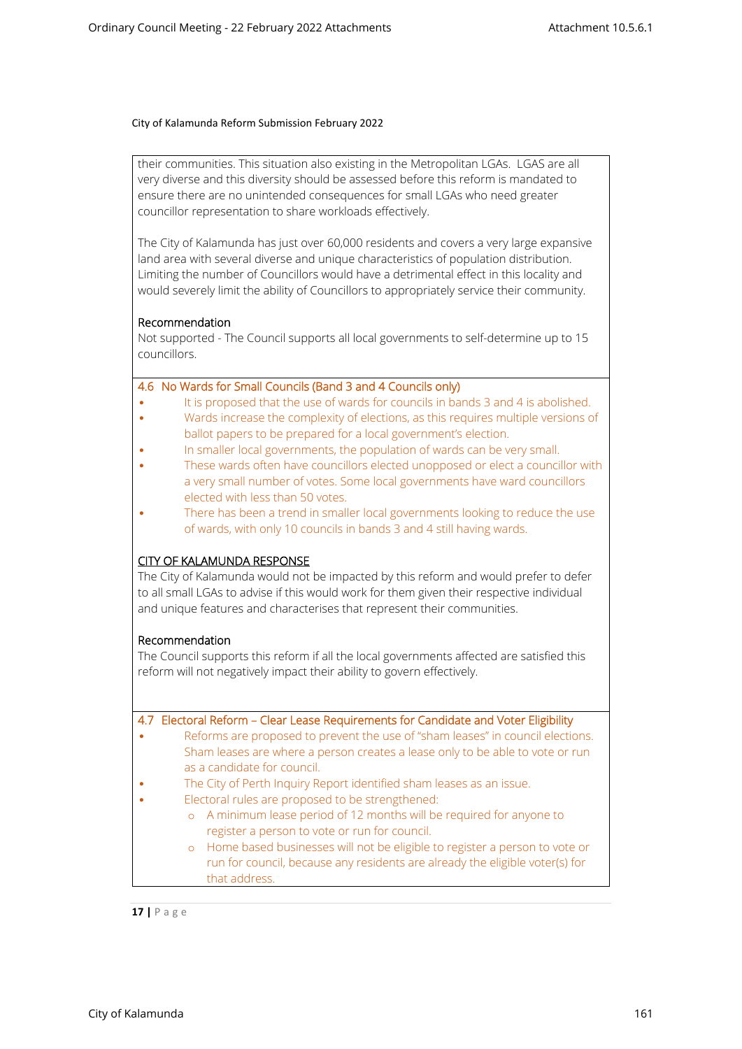City of Kalamunda Reform Submission February 2022

their communities. This situation also existing in the Metropolitan LGAs. LGAS are all very diverse and this diversity should be assessed before this reform is mandated to ensure there are no unintended consequences for small LGAs who need greater councillor representation to share workloads effectively.

The City of Kalamunda has just over 60,000 residents and covers a very large expansive land area with several diverse and unique characteristics of population distribution. Limiting the number of Councillors would have a detrimental effect in this locality and would severely limit the ability of Councillors to appropriately service their community.

Recommendation

Not supported - The Council supports all local governments to self-determine up to 15 councillors.

### 4.6 No Wards for Small Councils (Band 3 and 4 Councils only)

- It is proposed that the use of wards for councils in bands 3 and 4 is abolished.
- Wards increase the complexity of elections, as this requires multiple versions of ballot papers to be prepared for a local government's election.
- In smaller local governments, the population of wards can be very small.
- These wards often have councillors elected unopposed or elect a councillor with a very small number of votes. Some local governments have ward councillors elected with less than 50 votes.
- There has been a trend in smaller local governments looking to reduce the use of wards, with only 10 councils in bands 3 and 4 still having wards.

CITY OF KALAMUNDA RESPONSE

The City of Kalamunda would not be impacted by this reform and would prefer to defer to all small LGAs to advise if this would work for them given their respective individual and unique features and characterises that represent their communities.

Recommendation

The Council supports this reform if all the local governments affected are satisfied this reform will not negatively impact their ability to govern effectively.

### 4.7 Electoral Reform – Clear Lease Requirements for Candidate and Voter Eligibility

- Reforms are proposed to prevent the use of "sham leases" in council elections. Sham leases are where a person creates a lease only to be able to vote or run as a candidate for council.
- The City of Perth Inquiry Report identified sham leases as an issue.
- Electoral rules are proposed to be strengthened:
  - A minimum lease period of 12 months will be required for anyone to register a person to vote or run for council.
  - Home based businesses will not be eligible to register a person to vote or run for council, because any residents are already the eligible voter(s) for that address.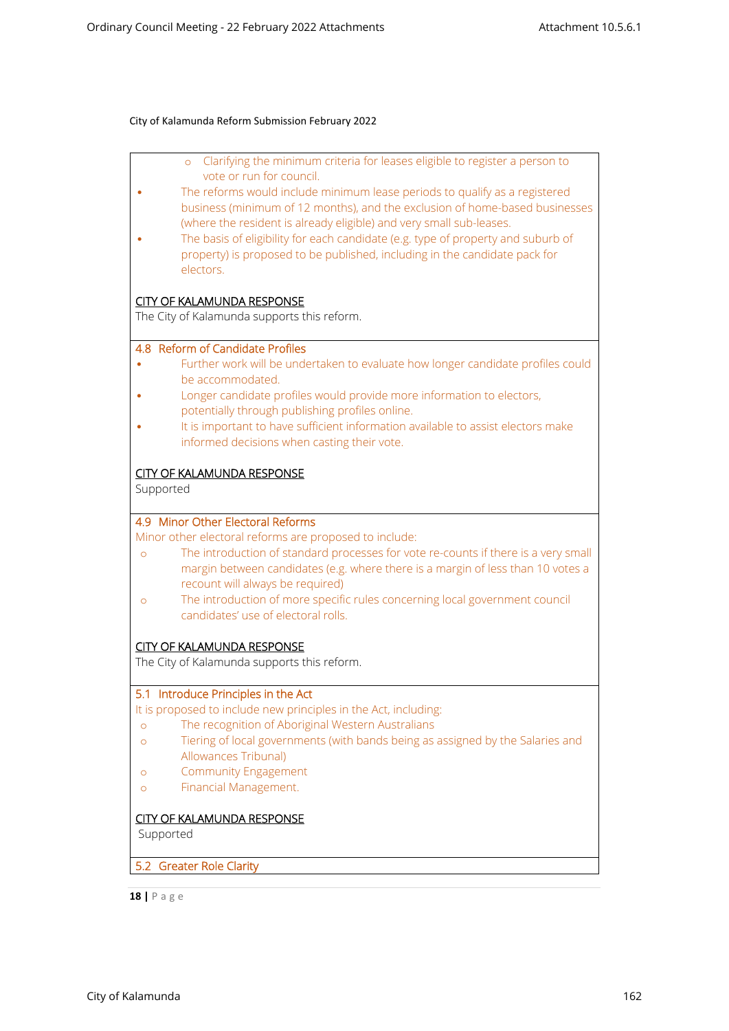City of Kalamunda Reform Submission February 2022

- Clarifying the minimum criteria for leases eligible to register a person to vote or run for council.

- The reforms would include minimum lease periods to qualify as a registered business (minimum of 12 months), and the exclusion of home-based businesses (where the resident is already eligible) and very small sub-leases.
- The basis of eligibility for each candidate (e.g. type of property and suburb of property) is proposed to be published, including in the candidate pack for electors.

<u>CITY OF KALAMUNDA RESPONSE</u>
The City of Kalamunda supports this reform.

**4.8 Reform of Candidate Profiles**

- Further work will be undertaken to evaluate how longer candidate profiles could be accommodated.
- Longer candidate profiles would provide more information to electors, potentially through publishing profiles online.
- It is important to have sufficient information available to assist electors make informed decisions when casting their vote.

<u>CITY OF KALAMUNDA RESPONSE</u>
Supported

**4.9 Minor Other Electoral Reforms**

Minor other electoral reforms are proposed to include:

- The introduction of standard processes for vote re-counts if there is a very small margin between candidates (e.g. where there is a margin of less than 10 votes a recount will always be required)
- The introduction of more specific rules concerning local government council candidates' use of electoral rolls.

<u>CITY OF KALAMUNDA RESPONSE</u>
The City of Kalamunda supports this reform.

**5.1 Introduce Principles in the Act**

It is proposed to include new principles in the Act, including:

- The recognition of Aboriginal Western Australians
- Tiering of local governments (with bands being as assigned by the Salaries and Allowances Tribunal)
- Community Engagement
- Financial Management.

<u>CITY OF KALAMUNDA RESPONSE</u>
Supported

**5.2 Greater Role Clarity**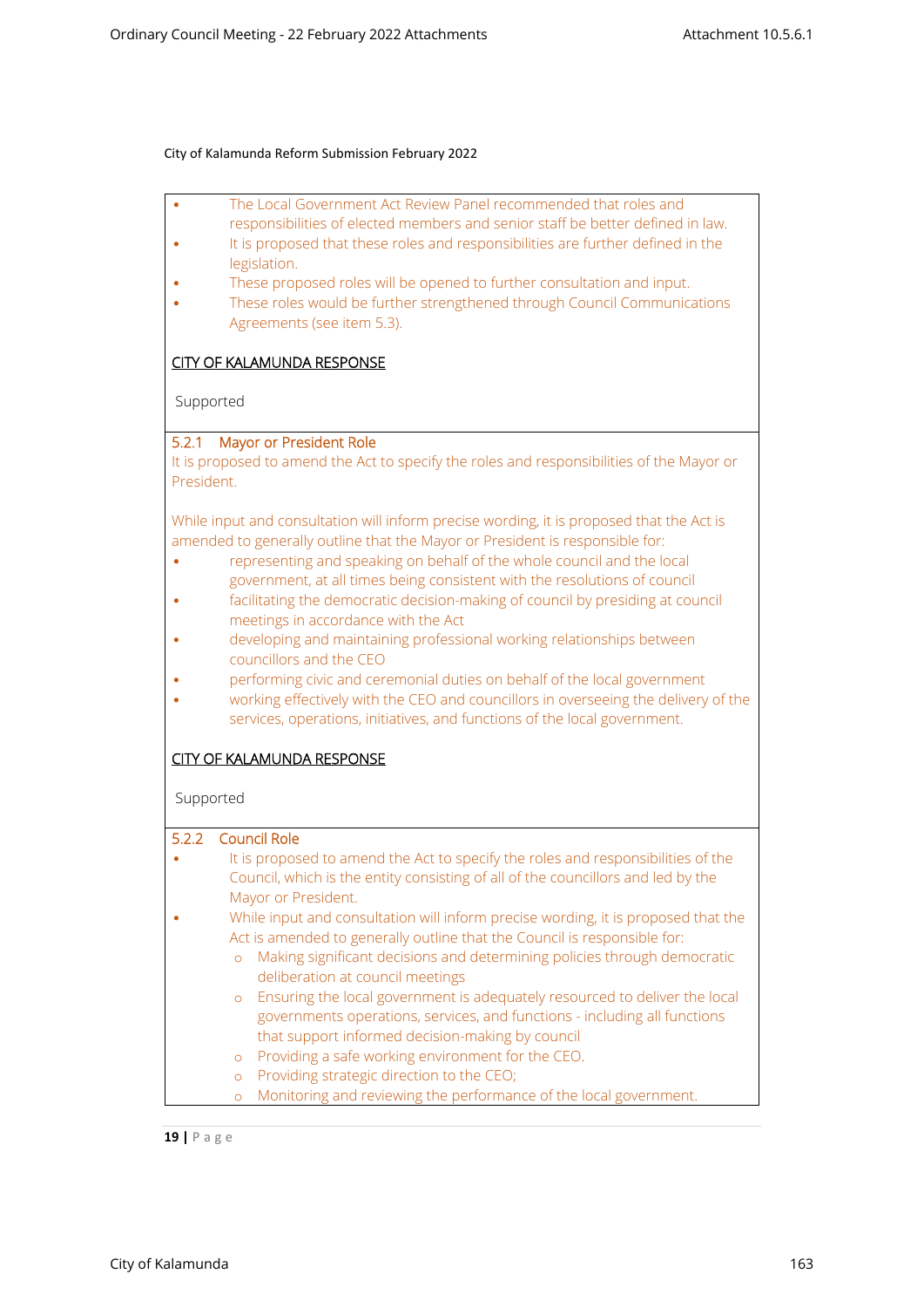City of Kalamunda Reform Submission February 2022

- The Local Government Act Review Panel recommended that roles and responsibilities of elected members and senior staff be better defined in law.
- It is proposed that these roles and responsibilities are further defined in the legislation.
- These proposed roles will be opened to further consultation and input.
- These roles would be further strengthened through Council Communications Agreements (see item 5.3).

<u>CITY OF KALAMUNDA RESPONSE</u>

Supported

### 5.2.1 Mayor or President Role

It is proposed to amend the Act to specify the roles and responsibilities of the Mayor or President.

While input and consultation will inform precise wording, it is proposed that the Act is amended to generally outline that the Mayor or President is responsible for:

- representing and speaking on behalf of the whole council and the local government, at all times being consistent with the resolutions of council
- facilitating the democratic decision-making of council by presiding at council meetings in accordance with the Act
- developing and maintaining professional working relationships between councillors and the CEO
- performing civic and ceremonial duties on behalf of the local government
- working effectively with the CEO and councillors in overseeing the delivery of the services, operations, initiatives, and functions of the local government.

<u>CITY OF KALAMUNDA RESPONSE</u>

Supported

### 5.2.2 Council Role

- It is proposed to amend the Act to specify the roles and responsibilities of the Council, which is the entity consisting of all of the councillors and led by the Mayor or President.
- While input and consultation will inform precise wording, it is proposed that the Act is amended to generally outline that the Council is responsible for:
    - Making significant decisions and determining policies through democratic deliberation at council meetings
    - Ensuring the local government is adequately resourced to deliver the local governments operations, services, and functions - including all functions that support informed decision-making by council
    - Providing a safe working environment for the CEO.
    - Providing strategic direction to the CEO;
    - Monitoring and reviewing the performance of the local government.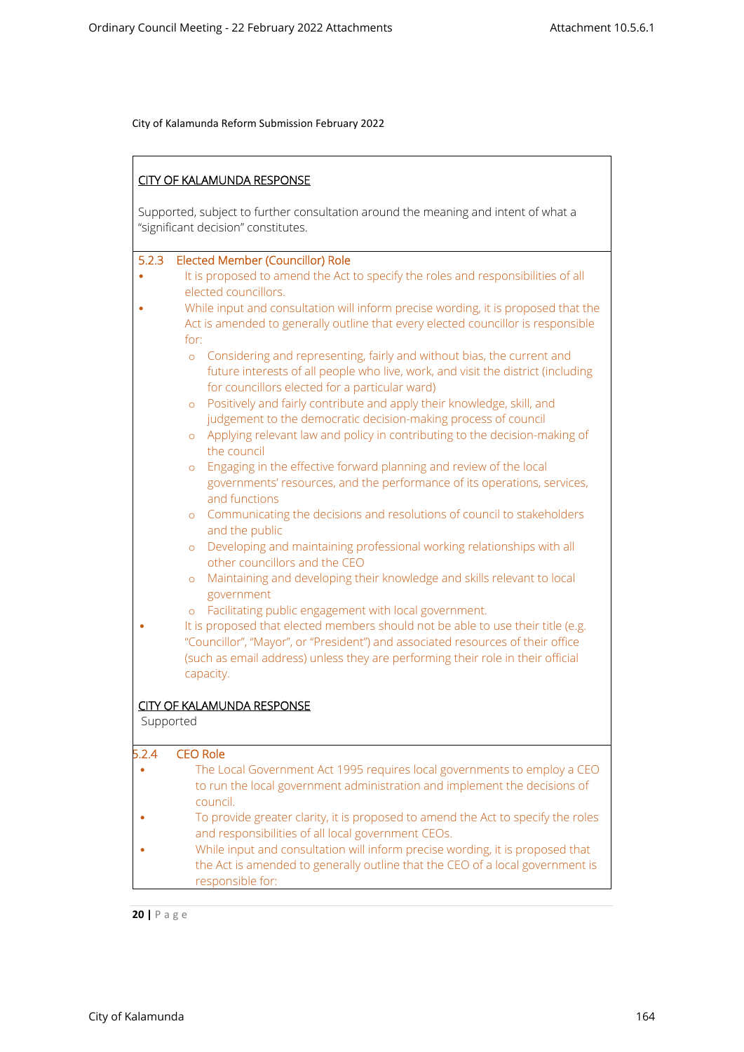City of Kalamunda Reform Submission February 2022

CITY OF KALAMUNDA RESPONSE

Supported, subject to further consultation around the meaning and intent of what a "significant decision" constitutes.

### 5.2.3 Elected Member (Councillor) Role

- It is proposed to amend the Act to specify the roles and responsibilities of all elected councillors.
- While input and consultation will inform precise wording, it is proposed that the Act is amended to generally outline that every elected councillor is responsible for:
  - Considering and representing, fairly and without bias, the current and future interests of all people who live, work, and visit the district (including for councillors elected for a particular ward)
  - Positively and fairly contribute and apply their knowledge, skill, and judgement to the democratic decision-making process of council
  - Applying relevant law and policy in contributing to the decision-making of the council
  - Engaging in the effective forward planning and review of the local governments' resources, and the performance of its operations, services, and functions
  - Communicating the decisions and resolutions of council to stakeholders and the public
  - Developing and maintaining professional working relationships with all other councillors and the CEO
  - Maintaining and developing their knowledge and skills relevant to local government
  - Facilitating public engagement with local government.
- It is proposed that elected members should not be able to use their title (e.g. "Councillor", "Mayor", or "President") and associated resources of their office (such as email address) unless they are performing their role in their official capacity.

CITY OF KALAMUNDA RESPONSE

Supported

### 5.2.4 CEO Role

- The Local Government Act 1995 requires local governments to employ a CEO to run the local government administration and implement the decisions of council.
- To provide greater clarity, it is proposed to amend the Act to specify the roles and responsibilities of all local government CEOs.
- While input and consultation will inform precise wording, it is proposed that the Act is amended to generally outline that the CEO of a local government is responsible for: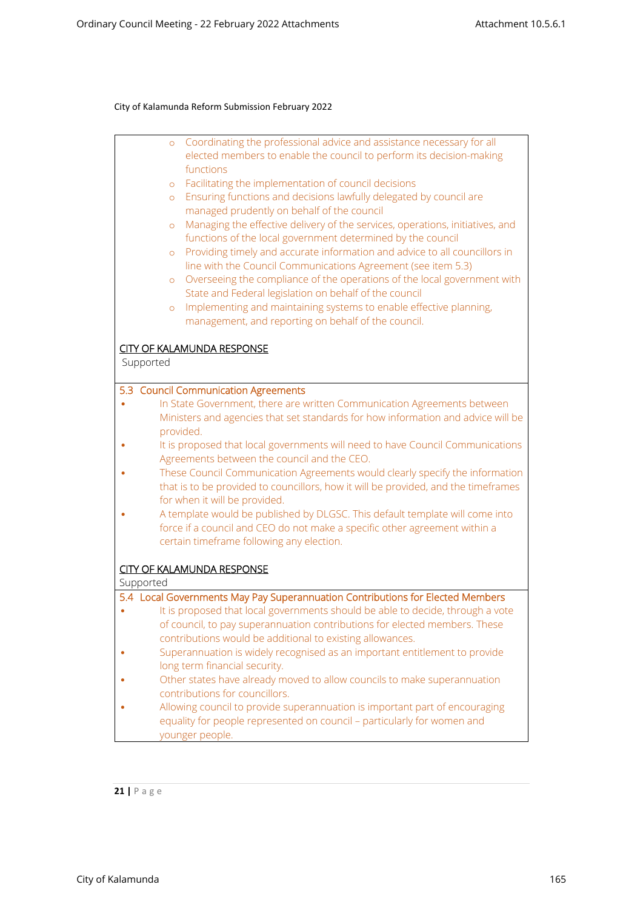City of Kalamunda Reform Submission February 2022

- Coordinating the professional advice and assistance necessary for all elected members to enable the council to perform its decision-making functions
- Facilitating the implementation of council decisions
- Ensuring functions and decisions lawfully delegated by council are managed prudently on behalf of the council
- Managing the effective delivery of the services, operations, initiatives, and functions of the local government determined by the council
- Providing timely and accurate information and advice to all councillors in line with the Council Communications Agreement (see item 5.3)
- Overseeing the compliance of the operations of the local government with State and Federal legislation on behalf of the council
- Implementing and maintaining systems to enable effective planning, management, and reporting on behalf of the council.

CITY OF KALAMUNDA RESPONSE

Supported

### 5.3 Council Communication Agreements

- In State Government, there are written Communication Agreements between Ministers and agencies that set standards for how information and advice will be provided.
- It is proposed that local governments will need to have Council Communications Agreements between the council and the CEO.
- These Council Communication Agreements would clearly specify the information that is to be provided to councillors, how it will be provided, and the timeframes for when it will be provided.
- A template would be published by DLGSC. This default template will come into force if a council and CEO do not make a specific other agreement within a certain timeframe following any election.

CITY OF KALAMUNDA RESPONSE

Supported

### 5.4 Local Governments May Pay Superannuation Contributions for Elected Members

- It is proposed that local governments should be able to decide, through a vote of council, to pay superannuation contributions for elected members. These contributions would be additional to existing allowances.
- Superannuation is widely recognised as an important entitlement to provide long term financial security.
- Other states have already moved to allow councils to make superannuation contributions for councillors.
- Allowing council to provide superannuation is important part of encouraging equality for people represented on council – particularly for women and younger people.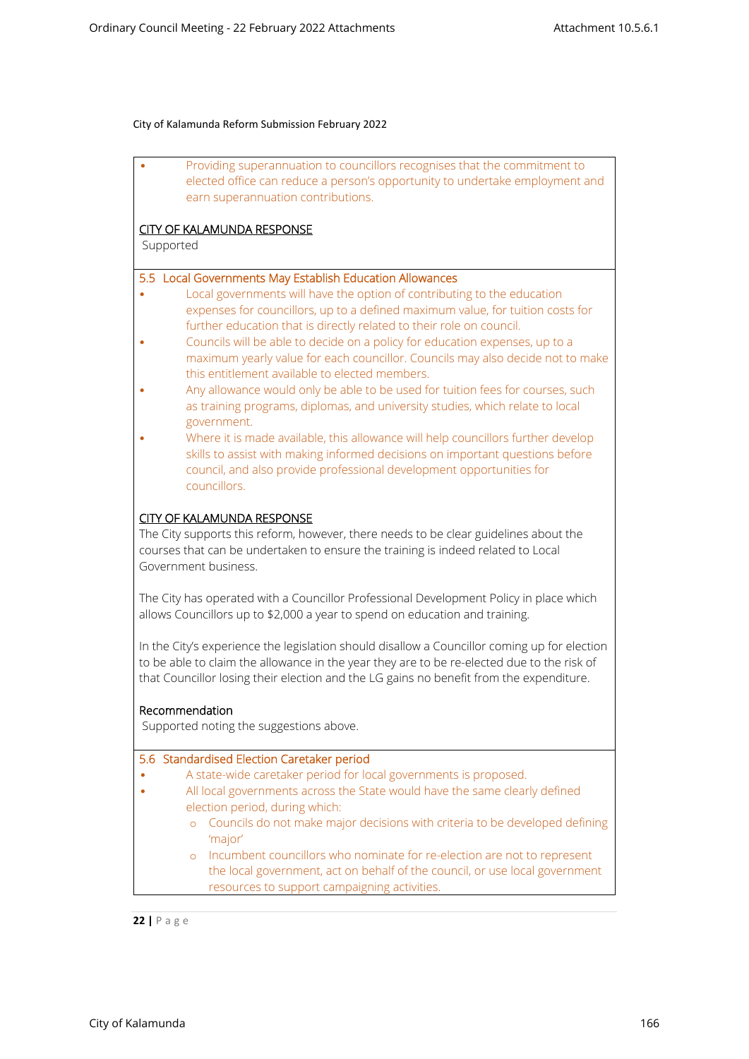City of Kalamunda Reform Submission February 2022

- Providing superannuation to councillors recognises that the commitment to elected office can reduce a person's opportunity to undertake employment and earn superannuation contributions.

CITY OF KALAMUNDA RESPONSE

Supported

## 5.5 Local Governments May Establish Education Allowances

- Local governments will have the option of contributing to the education expenses for councillors, up to a defined maximum value, for tuition costs for further education that is directly related to their role on council.
- Councils will be able to decide on a policy for education expenses, up to a maximum yearly value for each councillor. Councils may also decide not to make this entitlement available to elected members.
- Any allowance would only be able to be used for tuition fees for courses, such as training programs, diplomas, and university studies, which relate to local government.
- Where it is made available, this allowance will help councillors further develop skills to assist with making informed decisions on important questions before council, and also provide professional development opportunities for councillors.

CITY OF KALAMUNDA RESPONSE

The City supports this reform, however, there needs to be clear guidelines about the courses that can be undertaken to ensure the training is indeed related to Local Government business.

The City has operated with a Councillor Professional Development Policy in place which allows Councillors up to $2,000 a year to spend on education and training.

In the City's experience the legislation should disallow a Councillor coming up for election to be able to claim the allowance in the year they are to be re-elected due to the risk of that Councillor losing their election and the LG gains no benefit from the expenditure.

Recommendation

Supported noting the suggestions above.

## 5.6 Standardised Election Caretaker period

- A state-wide caretaker period for local governments is proposed.
- All local governments across the State would have the same clearly defined election period, during which:
  - Councils do not make major decisions with criteria to be developed defining 'major'
  - Incumbent councillors who nominate for re-election are not to represent the local government, act on behalf of the council, or use local government resources to support campaigning activities.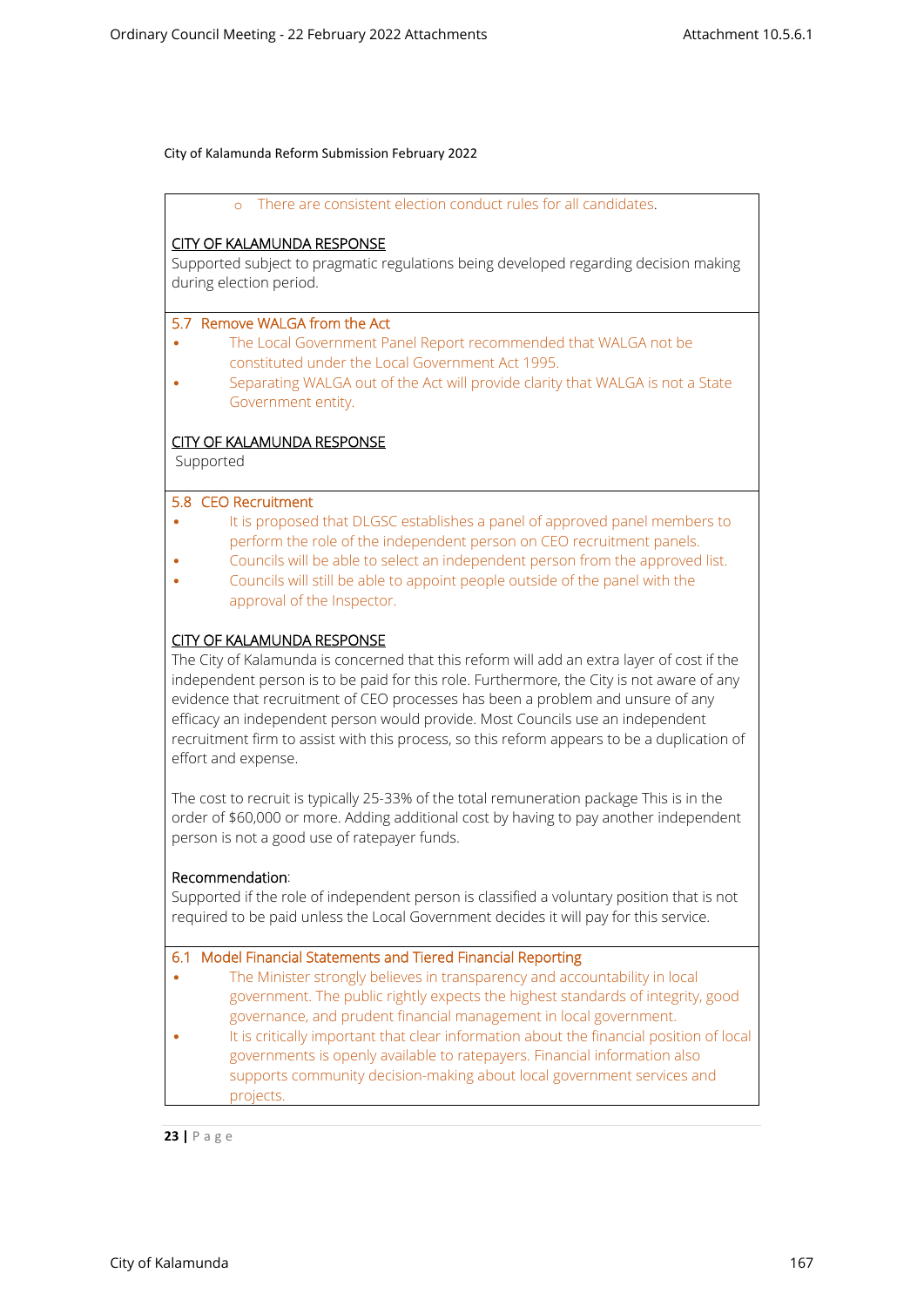City of Kalamunda Reform Submission February 2022

- There are consistent election conduct rules for all candidates.

CITY OF KALAMUNDA RESPONSE

Supported subject to pragmatic regulations being developed regarding decision making during election period.

5.7 Remove WALGA from the Act

- The Local Government Panel Report recommended that WALGA not be constituted under the Local Government Act 1995.
- Separating WALGA out of the Act will provide clarity that WALGA is not a State Government entity.

CITY OF KALAMUNDA RESPONSE

Supported

5.8 CEO Recruitment

- It is proposed that DLGSC establishes a panel of approved panel members to perform the role of the independent person on CEO recruitment panels.
- Councils will be able to select an independent person from the approved list.
- Councils will still be able to appoint people outside of the panel with the approval of the Inspector.

CITY OF KALAMUNDA RESPONSE

The City of Kalamunda is concerned that this reform will add an extra layer of cost if the independent person is to be paid for this role. Furthermore, the City is not aware of any evidence that recruitment of CEO processes has been a problem and unsure of any efficacy an independent person would provide. Most Councils use an independent recruitment firm to assist with this process, so this reform appears to be a duplication of effort and expense.

The cost to recruit is typically 25-33% of the total remuneration package This is in the order of $60,000 or more. Adding additional cost by having to pay another independent person is not a good use of ratepayer funds.

Recommendation:

Supported if the role of independent person is classified a voluntary position that is not required to be paid unless the Local Government decides it will pay for this service.

6.1 Model Financial Statements and Tiered Financial Reporting

- The Minister strongly believes in transparency and accountability in local government. The public rightly expects the highest standards of integrity, good governance, and prudent financial management in local government.
- It is critically important that clear information about the financial position of local governments is openly available to ratepayers. Financial information also supports community decision-making about local government services and projects.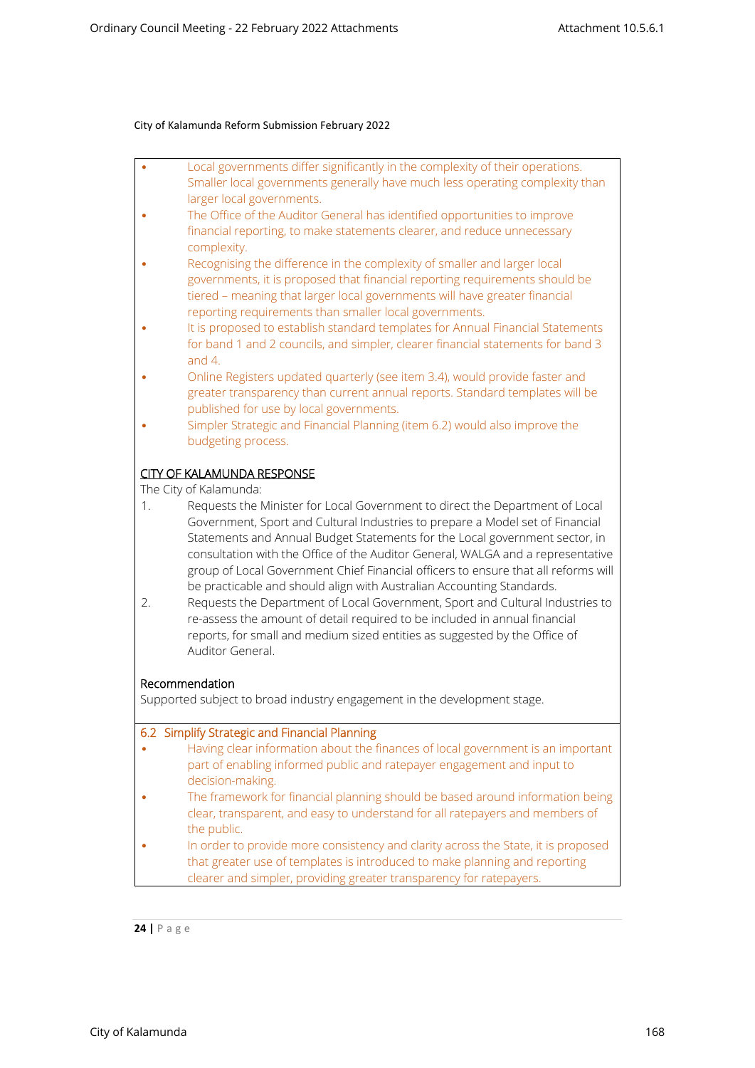City of Kalamunda Reform Submission February 2022

- Local governments differ significantly in the complexity of their operations. Smaller local governments generally have much less operating complexity than larger local governments.
- The Office of the Auditor General has identified opportunities to improve financial reporting, to make statements clearer, and reduce unnecessary complexity.
- Recognising the difference in the complexity of smaller and larger local governments, it is proposed that financial reporting requirements should be tiered – meaning that larger local governments will have greater financial reporting requirements than smaller local governments.
- It is proposed to establish standard templates for Annual Financial Statements for band 1 and 2 councils, and simpler, clearer financial statements for band 3 and 4.
- Online Registers updated quarterly (see item 3.4), would provide faster and greater transparency than current annual reports. Standard templates will be published for use by local governments.
- Simpler Strategic and Financial Planning (item 6.2) would also improve the budgeting process.

<u>CITY OF KALAMUNDA RESPONSE</u>

The City of Kalamunda:

1. Requests the Minister for Local Government to direct the Department of Local Government, Sport and Cultural Industries to prepare a Model set of Financial Statements and Annual Budget Statements for the Local government sector, in consultation with the Office of the Auditor General, WALGA and a representative group of Local Government Chief Financial officers to ensure that all reforms will be practicable and should align with Australian Accounting Standards.
2. Requests the Department of Local Government, Sport and Cultural Industries to re-assess the amount of detail required to be included in annual financial reports, for small and medium sized entities as suggested by the Office of Auditor General.

Recommendation

Supported subject to broad industry engagement in the development stage.

6.2 Simplify Strategic and Financial Planning

- Having clear information about the finances of local government is an important part of enabling informed public and ratepayer engagement and input to decision-making.
- The framework for financial planning should be based around information being clear, transparent, and easy to understand for all ratepayers and members of the public.
- In order to provide more consistency and clarity across the State, it is proposed that greater use of templates is introduced to make planning and reporting clearer and simpler, providing greater transparency for ratepayers.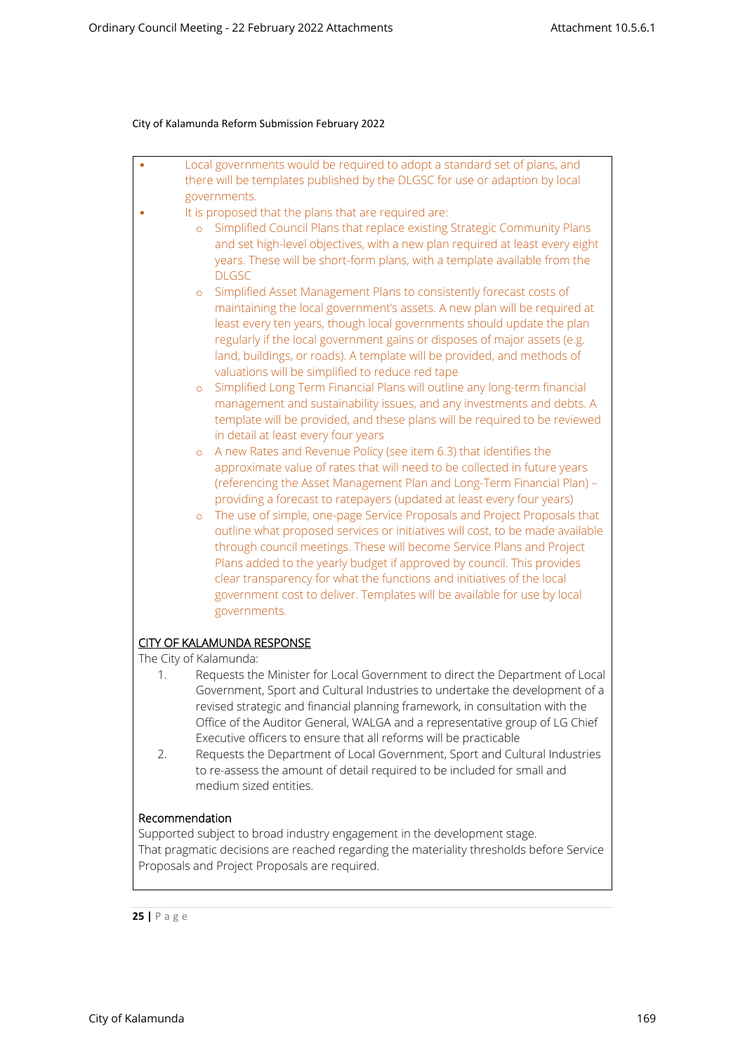- Local governments would be required to adopt a standard set of plans, and there will be templates published by the DLGSC for use or adaption by local governments.
- It is proposed that the plans that are required are:
  - Simplified Council Plans that replace existing Strategic Community Plans and set high-level objectives, with a new plan required at least every eight years. These will be short-form plans, with a template available from the DLGSC
  - Simplified Asset Management Plans to consistently forecast costs of maintaining the local government's assets. A new plan will be required at least every ten years, though local governments should update the plan regularly if the local government gains or disposes of major assets (e.g. land, buildings, or roads). A template will be provided, and methods of valuations will be simplified to reduce red tape
  - Simplified Long Term Financial Plans will outline any long-term financial management and sustainability issues, and any investments and debts. A template will be provided, and these plans will be required to be reviewed in detail at least every four years
  - A new Rates and Revenue Policy (see item 6.3) that identifies the approximate value of rates that will need to be collected in future years (referencing the Asset Management Plan and Long-Term Financial Plan) – providing a forecast to ratepayers (updated at least every four years)
  - The use of simple, one-page Service Proposals and Project Proposals that outline what proposed services or initiatives will cost, to be made available through council meetings. These will become Service Plans and Project Plans added to the yearly budget if approved by council. This provides clear transparency for what the functions and initiatives of the local government cost to deliver. Templates will be available for use by local governments.

CITY OF KALAMUNDA RESPONSE

The City of Kalamunda:

1. Requests the Minister for Local Government to direct the Department of Local Government, Sport and Cultural Industries to undertake the development of a revised strategic and financial planning framework, in consultation with the Office of the Auditor General, WALGA and a representative group of LG Chief Executive officers to ensure that all reforms will be practicable
2. Requests the Department of Local Government, Sport and Cultural Industries to re-assess the amount of detail required to be included for small and medium sized entities.

Recommendation

Supported subject to broad industry engagement in the development stage.
That pragmatic decisions are reached regarding the materiality thresholds before Service Proposals and Project Proposals are required.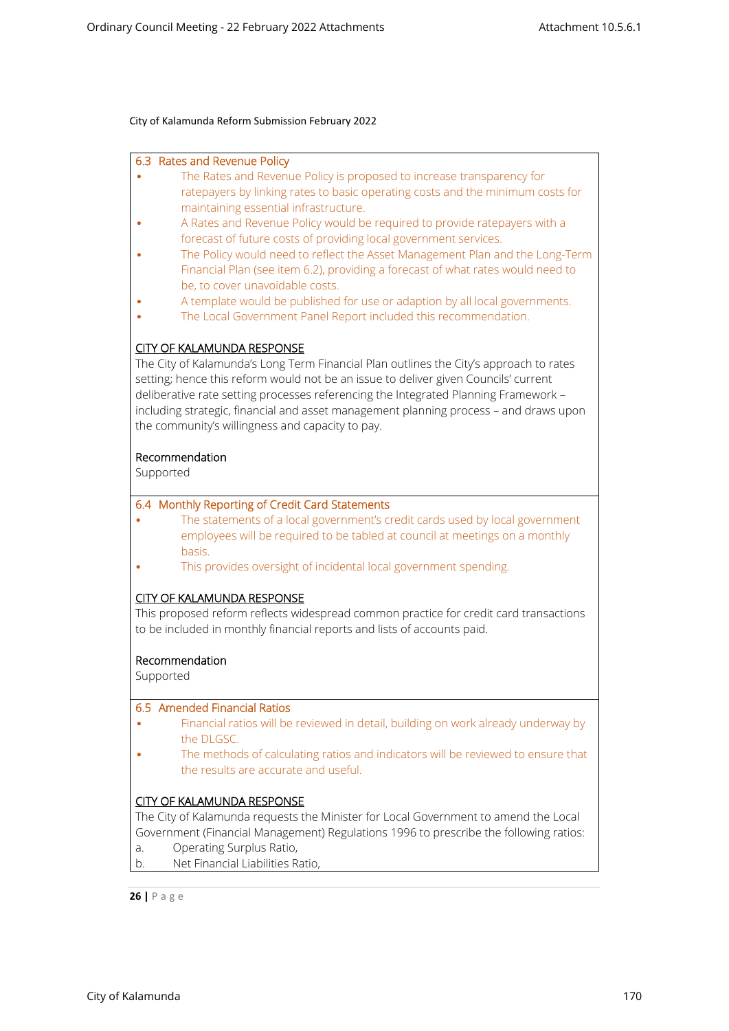City of Kalamunda Reform Submission February 2022

### 6.3 Rates and Revenue Policy

- The Rates and Revenue Policy is proposed to increase transparency for ratepayers by linking rates to basic operating costs and the minimum costs for maintaining essential infrastructure.
- A Rates and Revenue Policy would be required to provide ratepayers with a forecast of future costs of providing local government services.
- The Policy would need to reflect the Asset Management Plan and the Long-Term Financial Plan (see item 6.2), providing a forecast of what rates would need to be, to cover unavoidable costs.
- A template would be published for use or adaption by all local governments.
- The Local Government Panel Report included this recommendation.

CITY OF KALAMUNDA RESPONSE

The City of Kalamunda's Long Term Financial Plan outlines the City's approach to rates setting; hence this reform would not be an issue to deliver given Councils' current deliberative rate setting processes referencing the Integrated Planning Framework – including strategic, financial and asset management planning process – and draws upon the community's willingness and capacity to pay.

Recommendation

Supported

### 6.4 Monthly Reporting of Credit Card Statements

- The statements of a local government's credit cards used by local government employees will be required to be tabled at council at meetings on a monthly basis.
- This provides oversight of incidental local government spending.

CITY OF KALAMUNDA RESPONSE

This proposed reform reflects widespread common practice for credit card transactions to be included in monthly financial reports and lists of accounts paid.

Recommendation

Supported

### 6.5 Amended Financial Ratios

- Financial ratios will be reviewed in detail, building on work already underway by the DLGSC.
- The methods of calculating ratios and indicators will be reviewed to ensure that the results are accurate and useful.

CITY OF KALAMUNDA RESPONSE

The City of Kalamunda requests the Minister for Local Government to amend the Local Government (Financial Management) Regulations 1996 to prescribe the following ratios:

a. Operating Surplus Ratio,
b. Net Financial Liabilities Ratio,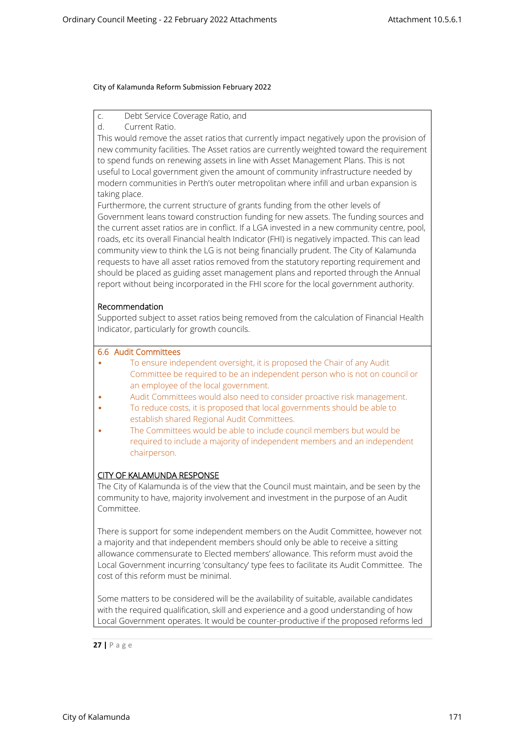City of Kalamunda Reform Submission February 2022

c. Debt Service Coverage Ratio, and
d. Current Ratio.

This would remove the asset ratios that currently impact negatively upon the provision of new community facilities. The Asset ratios are currently weighted toward the requirement to spend funds on renewing assets in line with Asset Management Plans. This is not useful to Local government given the amount of community infrastructure needed by modern communities in Perth's outer metropolitan where infill and urban expansion is taking place.

Furthermore, the current structure of grants funding from the other levels of Government leans toward construction funding for new assets. The funding sources and the current asset ratios are in conflict. If a LGA invested in a new community centre, pool, roads, etc its overall Financial health Indicator (FHI) is negatively impacted. This can lead community view to think the LG is not being financially prudent. The City of Kalamunda requests to have all asset ratios removed from the statutory reporting requirement and should be placed as guiding asset management plans and reported through the Annual report without being incorporated in the FHI score for the local government authority.

Recommendation

Supported subject to asset ratios being removed from the calculation of Financial Health Indicator, particularly for growth councils.

### 6.6 Audit Committees

- To ensure independent oversight, it is proposed the Chair of any Audit Committee be required to be an independent person who is not on council or an employee of the local government.
- Audit Committees would also need to consider proactive risk management.
- To reduce costs, it is proposed that local governments should be able to establish shared Regional Audit Committees.
- The Committees would be able to include council members but would be required to include a majority of independent members and an independent chairperson.

CITY OF KALAMUNDA RESPONSE

The City of Kalamunda is of the view that the Council must maintain, and be seen by the community to have, majority involvement and investment in the purpose of an Audit Committee.

There is support for some independent members on the Audit Committee, however not a majority and that independent members should only be able to receive a sitting allowance commensurate to Elected members' allowance. This reform must avoid the Local Government incurring 'consultancy' type fees to facilitate its Audit Committee. The cost of this reform must be minimal.

Some matters to be considered will be the availability of suitable, available candidates with the required qualification, skill and experience and a good understanding of how Local Government operates. It would be counter-productive if the proposed reforms led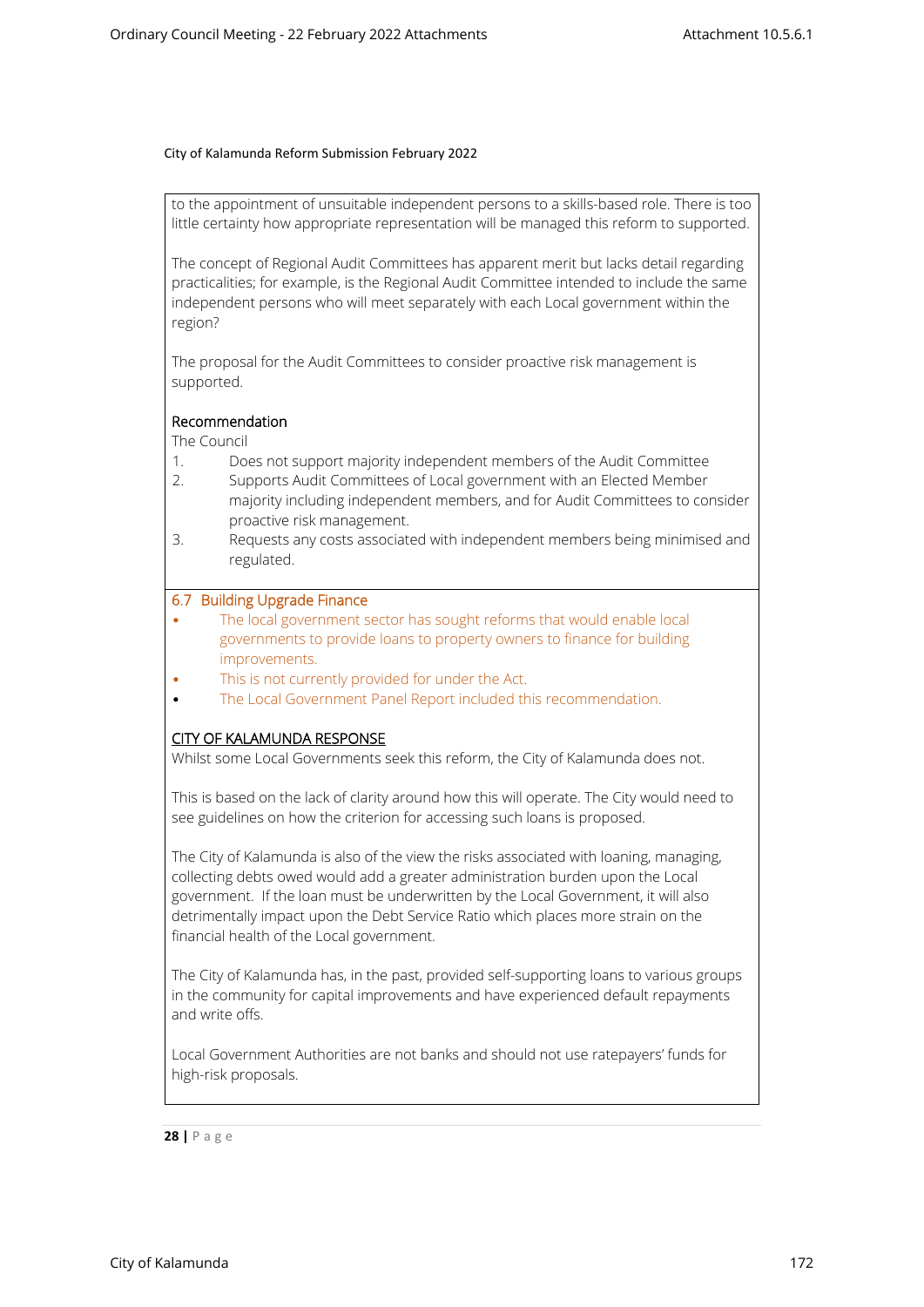City of Kalamunda Reform Submission February 2022

to the appointment of unsuitable independent persons to a skills-based role. There is too little certainty how appropriate representation will be managed this reform to supported.

The concept of Regional Audit Committees has apparent merit but lacks detail regarding practicalities; for example, is the Regional Audit Committee intended to include the same independent persons who will meet separately with each Local government within the region?

The proposal for the Audit Committees to consider proactive risk management is supported.

Recommendation

The Council

1. Does not support majority independent members of the Audit Committee
2. Supports Audit Committees of Local government with an Elected Member majority including independent members, and for Audit Committees to consider proactive risk management.
3. Requests any costs associated with independent members being minimised and regulated.

## 6.7 Building Upgrade Finance

- The local government sector has sought reforms that would enable local governments to provide loans to property owners to finance for building improvements.
- This is not currently provided for under the Act.
- The Local Government Panel Report included this recommendation.

CITY OF KALAMUNDA RESPONSE

Whilst some Local Governments seek this reform, the City of Kalamunda does not.

This is based on the lack of clarity around how this will operate. The City would need to see guidelines on how the criterion for accessing such loans is proposed.

The City of Kalamunda is also of the view the risks associated with loaning, managing, collecting debts owed would add a greater administration burden upon the Local government. If the loan must be underwritten by the Local Government, it will also detrimentally impact upon the Debt Service Ratio which places more strain on the financial health of the Local government.

The City of Kalamunda has, in the past, provided self-supporting loans to various groups in the community for capital improvements and have experienced default repayments and write offs.

Local Government Authorities are not banks and should not use ratepayers' funds for high-risk proposals.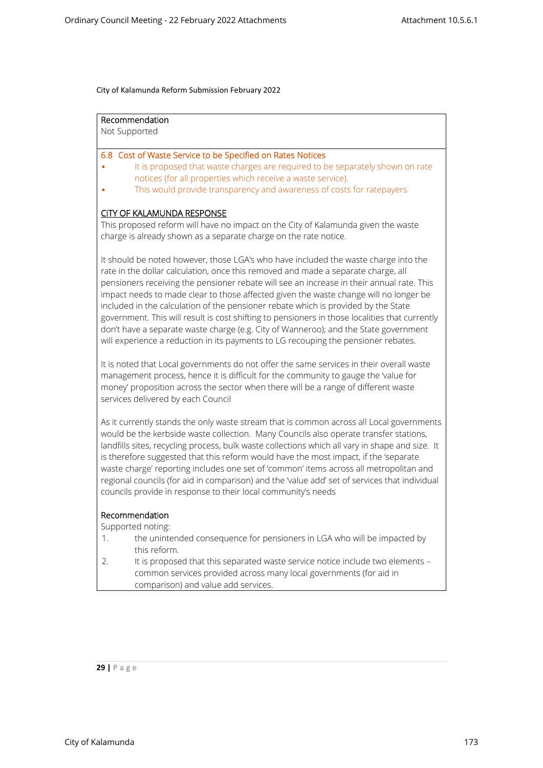City of Kalamunda Reform Submission February 2022

Recommendation
Not Supported

### 6.8 Cost of Waste Service to be Specified on Rates Notices

- It is proposed that waste charges are required to be separately shown on rate notices (for all properties which receive a waste service).
- This would provide transparency and awareness of costs for ratepayers.

<u>CITY OF KALAMUNDA RESPONSE</u>

This proposed reform will have no impact on the City of Kalamunda given the waste charge is already shown as a separate charge on the rate notice.

It should be noted however, those LGA's who have included the waste charge into the rate in the dollar calculation, once this removed and made a separate charge, all pensioners receiving the pensioner rebate will see an increase in their annual rate. This impact needs to made clear to those affected given the waste change will no longer be included in the calculation of the pensioner rebate which is provided by the State government. This will result is cost shifting to pensioners in those localities that currently don't have a separate waste charge (e.g. City of Wanneroo); and the State government will experience a reduction in its payments to LG recouping the pensioner rebates.

It is noted that Local governments do not offer the same services in their overall waste management process, hence it is difficult for the community to gauge the 'value for money' proposition across the sector when there will be a range of different waste services delivered by each Council

As it currently stands the only waste stream that is common across all Local governments would be the kerbside waste collection. Many Councils also operate transfer stations, landfills sites, recycling process, bulk waste collections which all vary in shape and size. It is therefore suggested that this reform would have the most impact, if the 'separate waste charge' reporting includes one set of 'common' items across all metropolitan and regional councils (for aid in comparison) and the 'value add' set of services that individual councils provide in response to their local community's needs

Recommendation
Supported noting:

1. the unintended consequence for pensioners in LGA who will be impacted by this reform.
2. It is proposed that this separated waste service notice include two elements – common services provided across many local governments (for aid in comparison) and value add services.